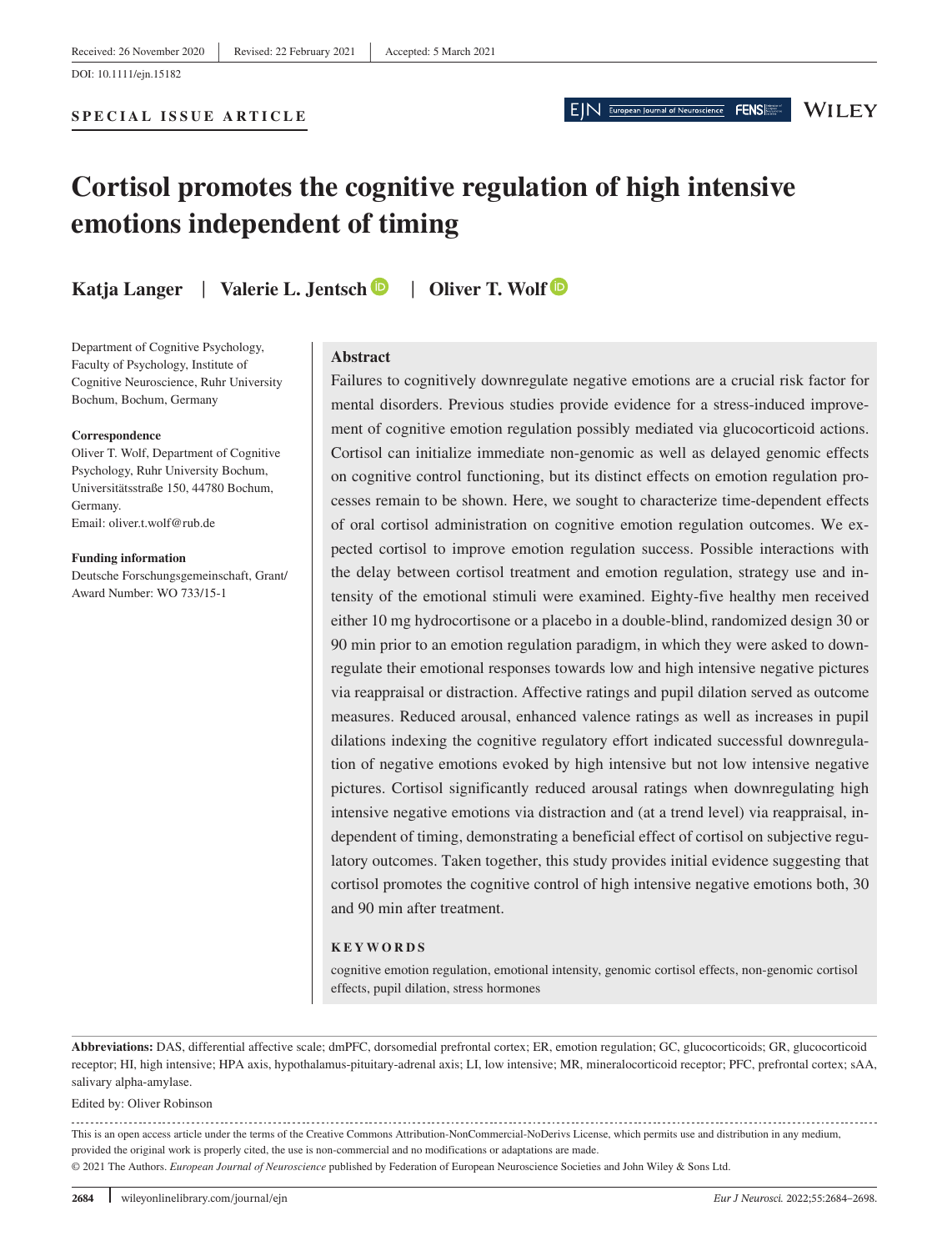Received: 26 November 2020 | Revised: 22 February 2021 | Accepted: 5 March 2021

DOI: 10.1111/ejn.15182

**SPECIAL ISSUE ARTICLE**

# Cortisol promotes the cognitive regulation of high intensive emotions independent of timing

**Katja Langer | Valerie L. Jentsch | Oliver T. Wolf**

Department of Cognitive Psychology, Faculty of Psychology, Institute of Cognitive Neuroscience, Ruhr University Bochum, Bochum, Germany

**Correspondence**
Oliver T. Wolf, Department of Cognitive Psychology, Ruhr University Bochum, Universitätsstraße 150, 44780 Bochum, Germany.
Email: oliver.t.wolf@rub.de

**Funding information**
Deutsche Forschungsgemeinschaft, Grant/Award Number: WO 733/15-1

## Abstract

Failures to cognitively downregulate negative emotions are a crucial risk factor for mental disorders. Previous studies provide evidence for a stress-induced improvement of cognitive emotion regulation possibly mediated via glucocorticoid actions. Cortisol can initialize immediate non-genomic as well as delayed genomic effects on cognitive control functioning, but its distinct effects on emotion regulation processes remain to be shown. Here, we sought to characterize time-dependent effects of oral cortisol administration on cognitive emotion regulation outcomes. We expected cortisol to improve emotion regulation success. Possible interactions with the delay between cortisol treatment and emotion regulation, strategy use and intensity of the emotional stimuli were examined. Eighty-five healthy men received either 10 mg hydrocortisone or a placebo in a double-blind, randomized design 30 or 90 min prior to an emotion regulation paradigm, in which they were asked to downregulate their emotional responses towards low and high intensive negative pictures via reappraisal or distraction. Affective ratings and pupil dilation served as outcome measures. Reduced arousal, enhanced valence ratings as well as increases in pupil dilations indexing the cognitive regulatory effort indicated successful downregulation of negative emotions evoked by high intensive but not low intensive negative pictures. Cortisol significantly reduced arousal ratings when downregulating high intensive negative emotions via distraction and (at a trend level) via reappraisal, independent of timing, demonstrating a beneficial effect of cortisol on subjective regulatory outcomes. Taken together, this study provides initial evidence suggesting that cortisol promotes the cognitive control of high intensive negative emotions both, 30 and 90 min after treatment.

**KEYWORDS**

cognitive emotion regulation, emotional intensity, genomic cortisol effects, non-genomic cortisol effects, pupil dilation, stress hormones

**Abbreviations:** DAS, differential affective scale; dmPFC, dorsomedial prefrontal cortex; ER, emotion regulation; GC, glucocorticoids; GR, glucocorticoid receptor; HI, high intensive; HPA axis, hypothalamus-pituitary-adrenal axis; LI, low intensive; MR, mineralocorticoid receptor; PFC, prefrontal cortex; sAA, salivary alpha-amylase.

Edited by: Oliver Robinson

This is an open access article under the terms of the Creative Commons Attribution-NonCommercial-NoDerivs License, which permits use and distribution in any medium, provided the original work is properly cited, the use is non-commercial and no modifications or adaptations are made.
© 2021 The Authors. *European Journal of Neuroscience* published by Federation of European Neuroscience Societies and John Wiley & Sons Ltd.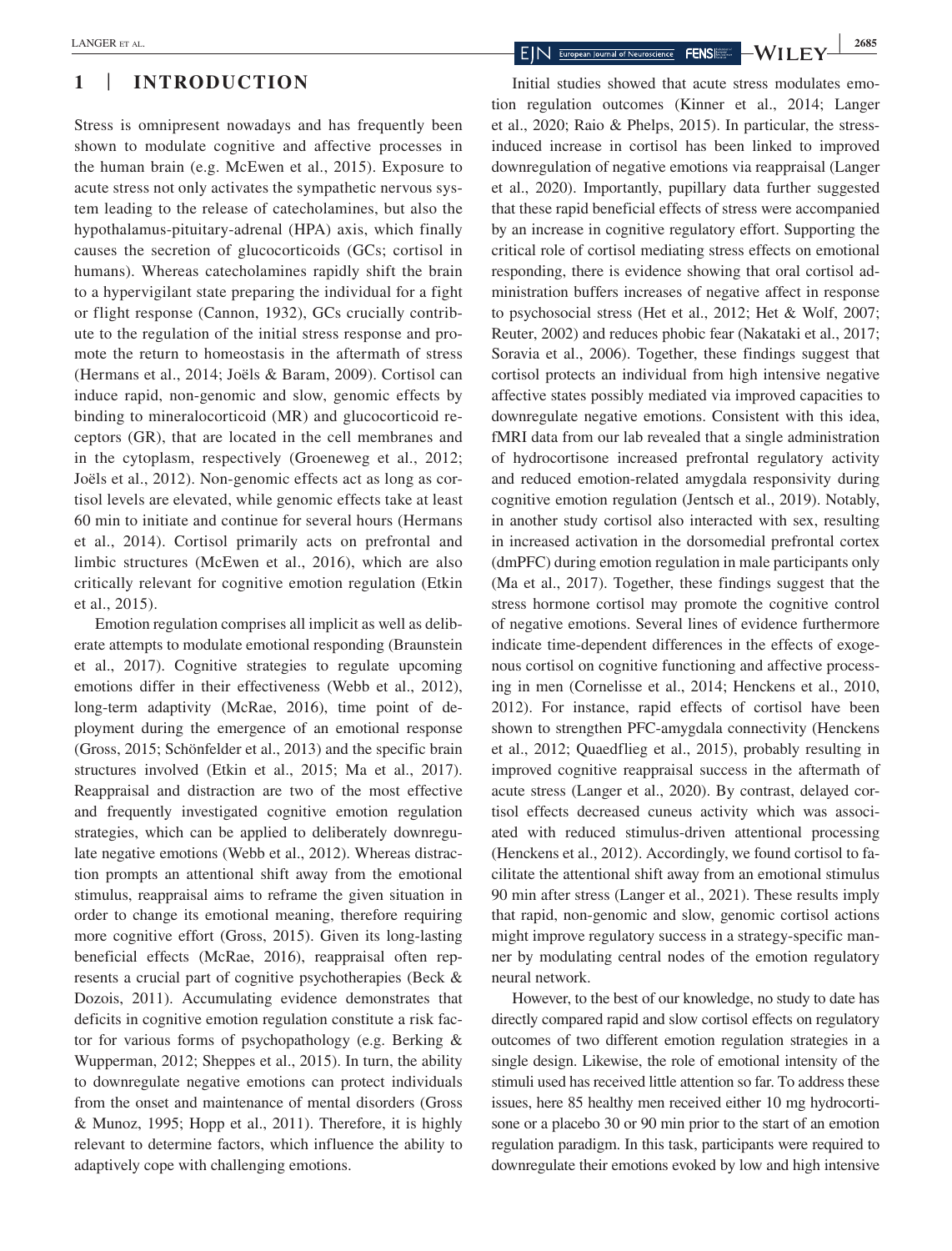## 1 | INTRODUCTION

Stress is omnipresent nowadays and has frequently been shown to modulate cognitive and affective processes in the human brain (e.g. McEwen et al., 2015). Exposure to acute stress not only activates the sympathetic nervous system leading to the release of catecholamines, but also the hypothalamus-pituitary-adrenal (HPA) axis, which finally causes the secretion of glucocorticoids (GCs; cortisol in humans). Whereas catecholamines rapidly shift the brain to a hypervigilant state preparing the individual for a fight or flight response (Cannon, 1932), GCs crucially contribute to the regulation of the initial stress response and promote the return to homeostasis in the aftermath of stress (Hermans et al., 2014; Joëls & Baram, 2009). Cortisol can induce rapid, non-genomic and slow, genomic effects by binding to mineralocorticoid (MR) and glucocorticoid receptors (GR), that are located in the cell membranes and in the cytoplasm, respectively (Groeneweg et al., 2012; Joëls et al., 2012). Non-genomic effects act as long as cortisol levels are elevated, while genomic effects take at least 60 min to initiate and continue for several hours (Hermans et al., 2014). Cortisol primarily acts on prefrontal and limbic structures (McEwen et al., 2016), which are also critically relevant for cognitive emotion regulation (Etkin et al., 2015).

Emotion regulation comprises all implicit as well as deliberate attempts to modulate emotional responding (Braunstein et al., 2017). Cognitive strategies to regulate upcoming emotions differ in their effectiveness (Webb et al., 2012), long-term adaptivity (McRae, 2016), time point of deployment during the emergence of an emotional response (Gross, 2015; Schönfelder et al., 2013) and the specific brain structures involved (Etkin et al., 2015; Ma et al., 2017). Reappraisal and distraction are two of the most effective and frequently investigated cognitive emotion regulation strategies, which can be applied to deliberately downregulate negative emotions (Webb et al., 2012). Whereas distraction prompts an attentional shift away from the emotional stimulus, reappraisal aims to reframe the given situation in order to change its emotional meaning, therefore requiring more cognitive effort (Gross, 2015). Given its long-lasting beneficial effects (McRae, 2016), reappraisal often represents a crucial part of cognitive psychotherapies (Beck & Dozois, 2011). Accumulating evidence demonstrates that deficits in cognitive emotion regulation constitute a risk factor for various forms of psychopathology (e.g. Berking & Wupperman, 2012; Sheppes et al., 2015). In turn, the ability to downregulate negative emotions can protect individuals from the onset and maintenance of mental disorders (Gross & Munoz, 1995; Hopp et al., 2011). Therefore, it is highly relevant to determine factors, which influence the ability to adaptively cope with challenging emotions.

Initial studies showed that acute stress modulates emotion regulation outcomes (Kinner et al., 2014; Langer et al., 2020; Raio & Phelps, 2015). In particular, the stress-induced increase in cortisol has been linked to improved downregulation of negative emotions via reappraisal (Langer et al., 2020). Importantly, pupillary data further suggested that these rapid beneficial effects of stress were accompanied by an increase in cognitive regulatory effort. Supporting the critical role of cortisol mediating stress effects on emotional responding, there is evidence showing that oral cortisol administration buffers increases of negative affect in response to psychosocial stress (Het et al., 2012; Het & Wolf, 2007; Reuter, 2002) and reduces phobic fear (Nakataki et al., 2017; Soravia et al., 2006). Together, these findings suggest that cortisol protects an individual from high intensive negative affective states possibly mediated via improved capacities to downregulate negative emotions. Consistent with this idea, fMRI data from our lab revealed that a single administration of hydrocortisone increased prefrontal regulatory activity and reduced emotion-related amygdala responsivity during cognitive emotion regulation (Jentsch et al., 2019). Notably, in another study cortisol also interacted with sex, resulting in increased activation in the dorsomedial prefrontal cortex (dmPFC) during emotion regulation in male participants only (Ma et al., 2017). Together, these findings suggest that the stress hormone cortisol may promote the cognitive control of negative emotions. Several lines of evidence furthermore indicate time-dependent differences in the effects of exogenous cortisol on cognitive functioning and affective processing in men (Cornelisse et al., 2014; Henckens et al., 2010, 2012). For instance, rapid effects of cortisol have been shown to strengthen PFC-amygdala connectivity (Henckens et al., 2012; Quaedflieg et al., 2015), probably resulting in improved cognitive reappraisal success in the aftermath of acute stress (Langer et al., 2020). By contrast, delayed cortisol effects decreased cuneus activity which was associated with reduced stimulus-driven attentional processing (Henckens et al., 2012). Accordingly, we found cortisol to facilitate the attentional shift away from an emotional stimulus 90 min after stress (Langer et al., 2021). These results imply that rapid, non-genomic and slow, genomic cortisol actions might improve regulatory success in a strategy-specific manner by modulating central nodes of the emotion regulatory neural network.

However, to the best of our knowledge, no study to date has directly compared rapid and slow cortisol effects on regulatory outcomes of two different emotion regulation strategies in a single design. Likewise, the role of emotional intensity of the stimuli used has received little attention so far. To address these issues, here 85 healthy men received either 10 mg hydrocortisone or a placebo 30 or 90 min prior to the start of an emotion regulation paradigm. In this task, participants were required to downregulate their emotions evoked by low and high intensive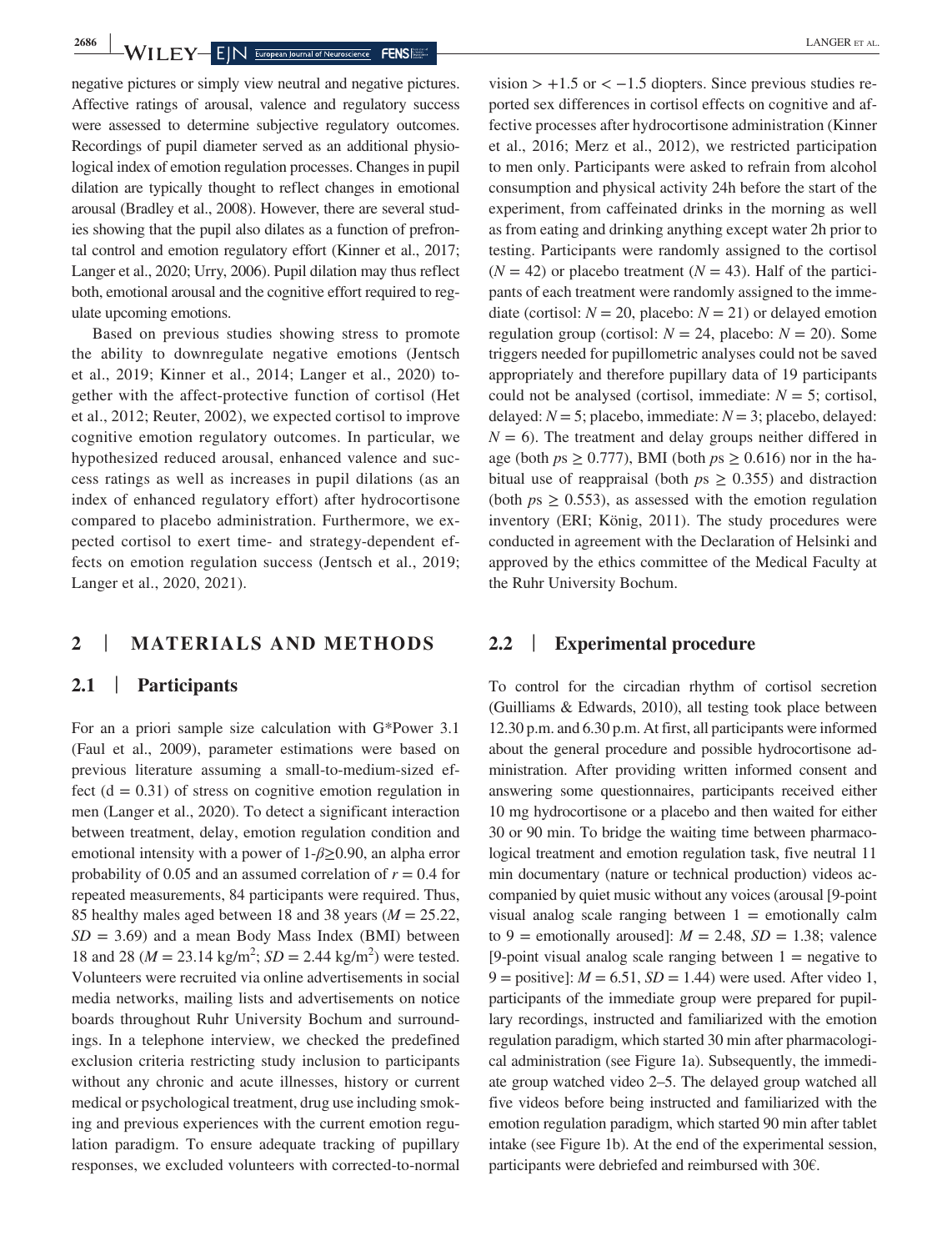negative pictures or simply view neutral and negative pictures. Affective ratings of arousal, valence and regulatory success were assessed to determine subjective regulatory outcomes. Recordings of pupil diameter served as an additional physiological index of emotion regulation processes. Changes in pupil dilation are typically thought to reflect changes in emotional arousal (Bradley et al., 2008). However, there are several studies showing that the pupil also dilates as a function of prefrontal control and emotion regulatory effort (Kinner et al., 2017; Langer et al., 2020; Urry, 2006). Pupil dilation may thus reflect both, emotional arousal and the cognitive effort required to regulate upcoming emotions.

Based on previous studies showing stress to promote the ability to downregulate negative emotions (Jentsch et al., 2019; Kinner et al., 2014; Langer et al., 2020) together with the affect-protective function of cortisol (Het et al., 2012; Reuter, 2002), we expected cortisol to improve cognitive emotion regulatory outcomes. In particular, we hypothesized reduced arousal, enhanced valence and success ratings as well as increases in pupil dilations (as an index of enhanced regulatory effort) after hydrocortisone compared to placebo administration. Furthermore, we expected cortisol to exert time- and strategy-dependent effects on emotion regulation success (Jentsch et al., 2019; Langer et al., 2020, 2021).

## 2 | MATERIALS AND METHODS

### 2.1 | Participants

For an a priori sample size calculation with G*Power 3.1 (Faul et al., 2009), parameter estimations were based on previous literature assuming a small-to-medium-sized effect (d = 0.31) of stress on cognitive emotion regulation in men (Langer et al., 2020). To detect a significant interaction between treatment, delay, emotion regulation condition and emotional intensity with a power of $1\text{-}\beta \geq 0.90$, an alpha error probability of 0.05 and an assumed correlation of $r = 0.4$ for repeated measurements, 84 participants were required. Thus, 85 healthy males aged between 18 and 38 years ($M = 25.22$, $SD = 3.69$) and a mean Body Mass Index (BMI) between 18 and 28 ($M = 23.14$ kg/m$^2$; $SD = 2.44$ kg/m$^2$) were tested. Volunteers were recruited via online advertisements in social media networks, mailing lists and advertisements on notice boards throughout Ruhr University Bochum and surroundings. In a telephone interview, we checked the predefined exclusion criteria restricting study inclusion to participants without any chronic and acute illnesses, history or current medical or psychological treatment, drug use including smoking and previous experiences with the current emotion regulation paradigm. To ensure adequate tracking of pupillary responses, we excluded volunteers with corrected-to-normal vision > +1.5 or < −1.5 diopters. Since previous studies reported sex differences in cortisol effects on cognitive and affective processes after hydrocortisone administration (Kinner et al., 2016; Merz et al., 2012), we restricted participation to men only. Participants were asked to refrain from alcohol consumption and physical activity 24h before the start of the experiment, from caffeinated drinks in the morning as well as from eating and drinking anything except water 2h prior to testing. Participants were randomly assigned to the cortisol ($N = 42$) or placebo treatment ($N = 43$). Half of the participants of each treatment were randomly assigned to the immediate (cortisol: $N = 20$, placebo: $N = 21$) or delayed emotion regulation group (cortisol: $N = 24$, placebo: $N = 20$). Some triggers needed for pupillometric analyses could not be saved appropriately and therefore pupillary data of 19 participants could not be analysed (cortisol, immediate: $N = 5$; cortisol, delayed: $N = 5$; placebo, immediate: $N = 3$; placebo, delayed: $N = 6$). The treatment and delay groups neither differed in age (both $ps \geq 0.777$), BMI (both $ps \geq 0.616$) nor in the habitual use of reappraisal (both $ps \geq 0.355$) and distraction (both $ps \geq 0.553$), as assessed with the emotion regulation inventory (ERI; König, 2011). The study procedures were conducted in agreement with the Declaration of Helsinki and approved by the ethics committee of the Medical Faculty at the Ruhr University Bochum.

### 2.2 | Experimental procedure

To control for the circadian rhythm of cortisol secretion (Guilliams & Edwards, 2010), all testing took place between 12.30 p.m. and 6.30 p.m. At first, all participants were informed about the general procedure and possible hydrocortisone administration. After providing written informed consent and answering some questionnaires, participants received either 10 mg hydrocortisone or a placebo and then waited for either 30 or 90 min. To bridge the waiting time between pharmacological treatment and emotion regulation task, five neutral 11 min documentary (nature or technical production) videos accompanied by quiet music without any voices (arousal [9-point visual analog scale ranging between 1 = emotionally calm to 9 = emotionally aroused]: $M = 2.48$, $SD = 1.38$; valence [9-point visual analog scale ranging between 1 = negative to 9 = positive]: $M = 6.51$, $SD = 1.44$) were used. After video 1, participants of the immediate group were prepared for pupillary recordings, instructed and familiarized with the emotion regulation paradigm, which started 30 min after pharmacological administration (see Figure 1a). Subsequently, the immediate group watched video 2–5. The delayed group watched all five videos before being instructed and familiarized with the emotion regulation paradigm, which started 90 min after tablet intake (see Figure 1b). At the end of the experimental session, participants were debriefed and reimbursed with 30€.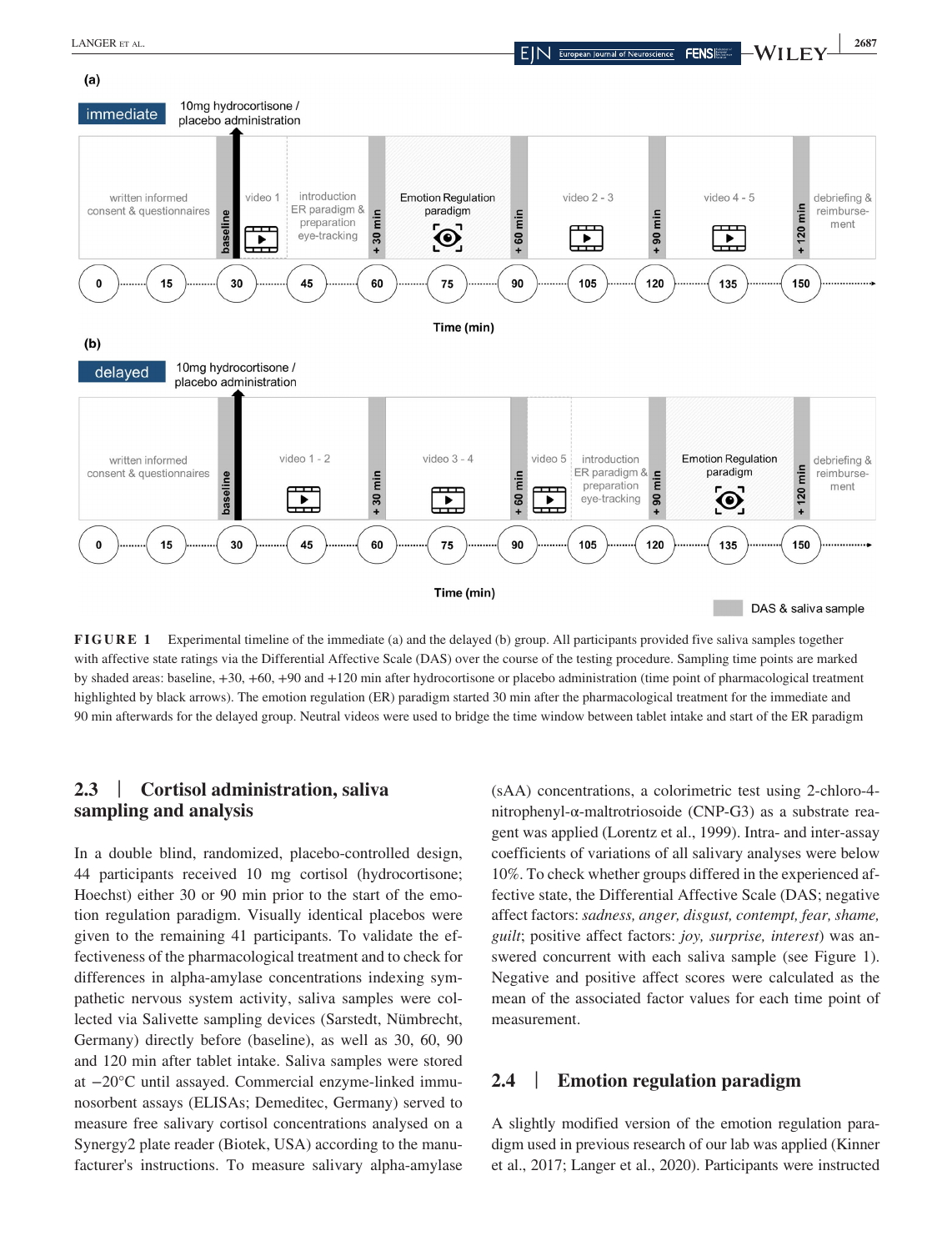**FIGURE 1** Experimental timeline of the immediate (a) and the delayed (b) group. All participants provided five saliva samples together with affective state ratings via the Differential Affective Scale (DAS) over the course of the testing procedure. Sampling time points are marked by shaded areas: baseline, +30, +60, +90 and +120 min after hydrocortisone or placebo administration (time point of pharmacological treatment highlighted by black arrows). The emotion regulation (ER) paradigm started 30 min after the pharmacological treatment for the immediate and 90 min afterwards for the delayed group. Neutral videos were used to bridge the time window between tablet intake and start of the ER paradigm

## 2.3 | Cortisol administration, saliva sampling and analysis

In a double blind, randomized, placebo-controlled design, 44 participants received 10 mg cortisol (hydrocortisone; Hoechst) either 30 or 90 min prior to the start of the emotion regulation paradigm. Visually identical placebos were given to the remaining 41 participants. To validate the effectiveness of the pharmacological treatment and to check for differences in alpha-amylase concentrations indexing sympathetic nervous system activity, saliva samples were collected via Salivette sampling devices (Sarstedt, Nümbrecht, Germany) directly before (baseline), as well as 30, 60, 90 and 120 min after tablet intake. Saliva samples were stored at −20°C until assayed. Commercial enzyme-linked immunosorbent assays (ELISAs; Demeditec, Germany) served to measure free salivary cortisol concentrations analysed on a Synergy2 plate reader (Biotek, USA) according to the manufacturer's instructions. To measure salivary alpha-amylase (sAA) concentrations, a colorimetric test using 2-chloro-4-nitrophenyl-α-maltrotriosoide (CNP-G3) as a substrate reagent was applied (Lorentz et al., 1999). Intra- and inter-assay coefficients of variations of all salivary analyses were below 10%. To check whether groups differed in the experienced affective state, the Differential Affective Scale (DAS; negative affect factors: *sadness, anger, disgust, contempt, fear, shame, guilt*; positive affect factors: *joy, surprise, interest*) was answered concurrent with each saliva sample (see Figure 1). Negative and positive affect scores were calculated as the mean of the associated factor values for each time point of measurement.

## 2.4 | Emotion regulation paradigm

A slightly modified version of the emotion regulation paradigm used in previous research of our lab was applied (Kinner et al., 2017; Langer et al., 2020). Participants were instructed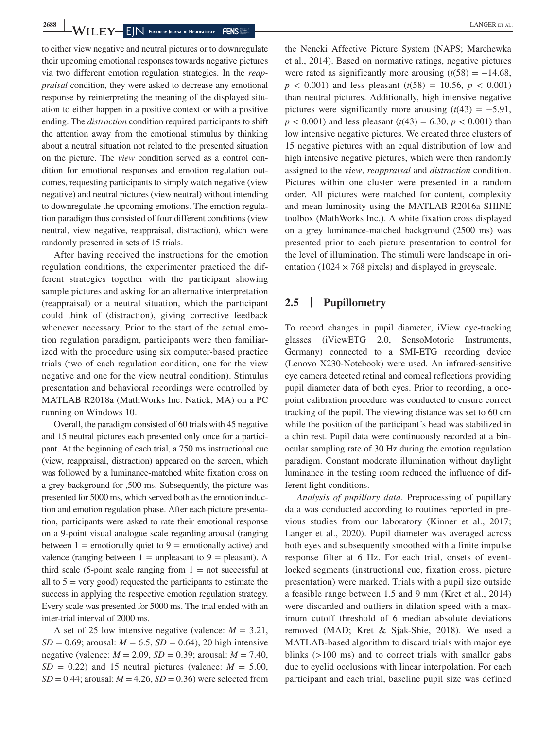to either view negative and neutral pictures or to downregulate their upcoming emotional responses towards negative pictures via two different emotion regulation strategies. In the *reappraisal* condition, they were asked to decrease any emotional response by reinterpreting the meaning of the displayed situation to either happen in a positive context or with a positive ending. The *distraction* condition required participants to shift the attention away from the emotional stimulus by thinking about a neutral situation not related to the presented situation on the picture. The *view* condition served as a control condition for emotional responses and emotion regulation outcomes, requesting participants to simply watch negative (view negative) and neutral pictures (view neutral) without intending to downregulate the upcoming emotions. The emotion regulation paradigm thus consisted of four different conditions (view neutral, view negative, reappraisal, distraction), which were randomly presented in sets of 15 trials.

After having received the instructions for the emotion regulation conditions, the experimenter practiced the different strategies together with the participant showing sample pictures and asking for an alternative interpretation (reappraisal) or a neutral situation, which the participant could think of (distraction), giving corrective feedback whenever necessary. Prior to the start of the actual emotion regulation paradigm, participants were then familiarized with the procedure using six computer-based practice trials (two of each regulation condition, one for the view negative and one for the view neutral condition). Stimulus presentation and behavioral recordings were controlled by MATLAB R2018a (MathWorks Inc. Natick, MA) on a PC running on Windows 10.

Overall, the paradigm consisted of 60 trials with 45 negative and 15 neutral pictures each presented only once for a participant. At the beginning of each trial, a 750 ms instructional cue (view, reappraisal, distraction) appeared on the screen, which was followed by a luminance-matched white fixation cross on a grey background for ,500 ms. Subsequently, the picture was presented for 5000 ms, which served both as the emotion induction and emotion regulation phase. After each picture presentation, participants were asked to rate their emotional response on a 9-point visual analogue scale regarding arousal (ranging between 1 = emotionally quiet to 9 = emotionally active) and valence (ranging between 1 = unpleasant to 9 = pleasant). A third scale (5-point scale ranging from 1 = not successful at all to 5 = very good) requested the participants to estimate the success in applying the respective emotion regulation strategy. Every scale was presented for 5000 ms. The trial ended with an inter-trial interval of 2000 ms.

A set of 25 low intensive negative (valence: $M = 3.21$, $SD = 0.69$; arousal: $M = 6.5$, $SD = 0.64$), 20 high intensive negative (valence: $M = 2.09$, $SD = 0.39$; arousal: $M = 7.40$, $SD = 0.22$) and 15 neutral pictures (valence: $M = 5.00$, $SD = 0.44$; arousal: $M = 4.26$, $SD = 0.36$) were selected from the Nencki Affective Picture System (NAPS; Marchewka et al., 2014). Based on normative ratings, negative pictures were rated as significantly more arousing ($t(58) = -14.68$, $p < 0.001$) and less pleasant ($t(58) = 10.56$, $p < 0.001$) than neutral pictures. Additionally, high intensive negative pictures were significantly more arousing ($t(43) = -5.91$, $p < 0.001$) and less pleasant ($t(43) = 6.30$, $p < 0.001$) than low intensive negative pictures. We created three clusters of 15 negative pictures with an equal distribution of low and high intensive negative pictures, which were then randomly assigned to the *view*, *reappraisal* and *distraction* condition. Pictures within one cluster were presented in a random order. All pictures were matched for content, complexity and mean luminosity using the MATLAB R2016a SHINE toolbox (MathWorks Inc.). A white fixation cross displayed on a grey luminance-matched background (2500 ms) was presented prior to each picture presentation to control for the level of illumination. The stimuli were landscape in orientation (1024 × 768 pixels) and displayed in greyscale.

## 2.5 | Pupillometry

To record changes in pupil diameter, iView eye-tracking glasses (iViewETG 2.0, SensoMotoric Instruments, Germany) connected to a SMI-ETG recording device (Lenovo X230-Notebook) were used. An infrared-sensitive eye camera detected retinal and corneal reflections providing pupil diameter data of both eyes. Prior to recording, a one-point calibration procedure was conducted to ensure correct tracking of the pupil. The viewing distance was set to 60 cm while the position of the participant´s head was stabilized in a chin rest. Pupil data were continuously recorded at a binocular sampling rate of 30 Hz during the emotion regulation paradigm. Constant moderate illumination without daylight luminance in the testing room reduced the influence of different light conditions.

*Analysis of pupillary data*. Preprocessing of pupillary data was conducted according to routines reported in previous studies from our laboratory (Kinner et al., 2017; Langer et al., 2020). Pupil diameter was averaged across both eyes and subsequently smoothed with a finite impulse response filter at 6 Hz. For each trial, onsets of event-locked segments (instructional cue, fixation cross, picture presentation) were marked. Trials with a pupil size outside a feasible range between 1.5 and 9 mm (Kret et al., 2014) were discarded and outliers in dilation speed with a maximum cutoff threshold of 6 median absolute deviations removed (MAD; Kret & Sjak-Shie, 2018). We used a MATLAB-based algorithm to discard trials with major eye blinks (>100 ms) and to correct trials with smaller gabs due to eyelid occlusions with linear interpolation. For each participant and each trial, baseline pupil size was defined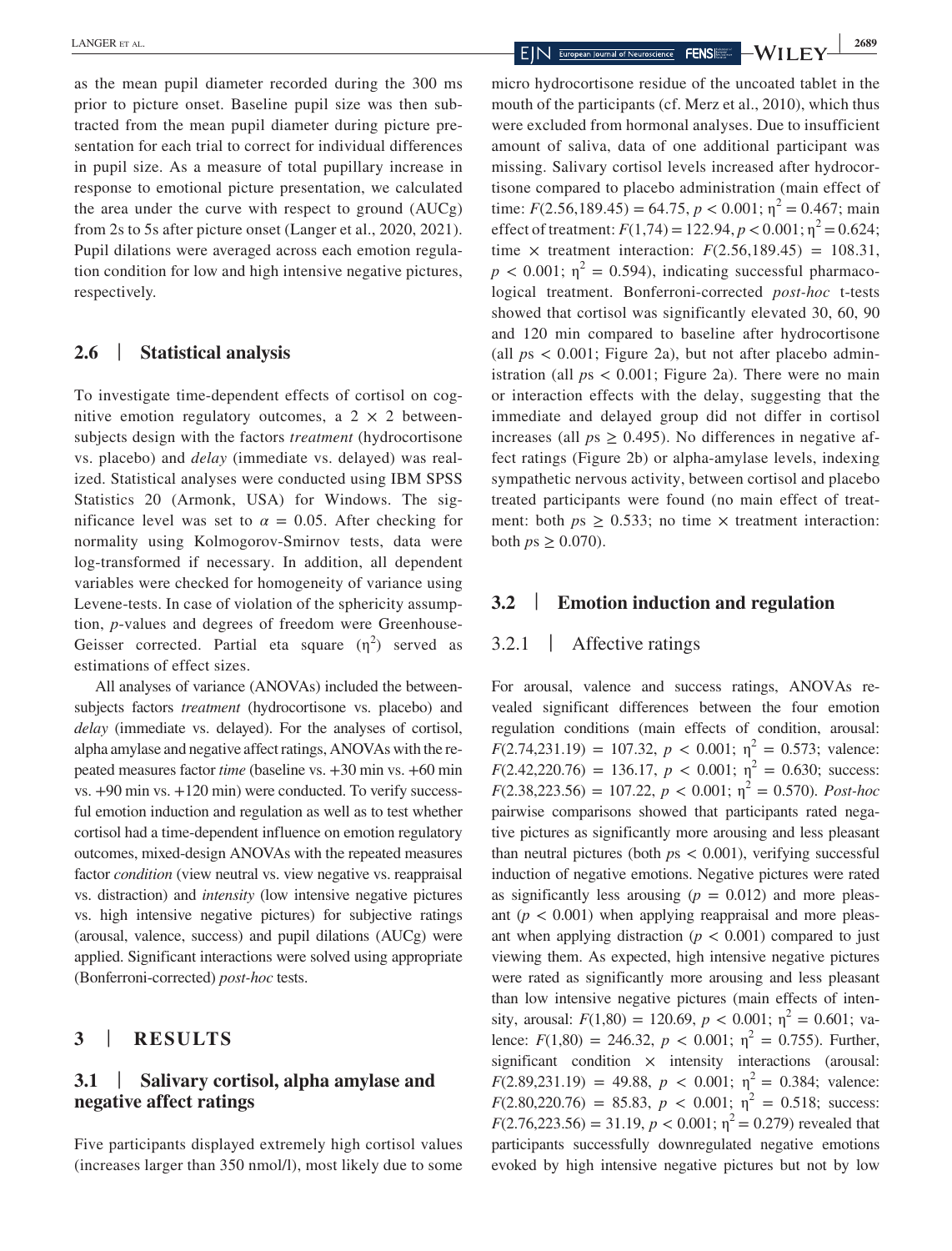as the mean pupil diameter recorded during the 300 ms prior to picture onset. Baseline pupil size was then subtracted from the mean pupil diameter during picture presentation for each trial to correct for individual differences in pupil size. As a measure of total pupillary increase in response to emotional picture presentation, we calculated the area under the curve with respect to ground (AUCg) from 2s to 5s after picture onset (Langer et al., 2020, 2021). Pupil dilations were averaged across each emotion regulation condition for low and high intensive negative pictures, respectively.

## 2.6 | Statistical analysis

To investigate time-dependent effects of cortisol on cognitive emotion regulatory outcomes, a 2 × 2 between-subjects design with the factors *treatment* (hydrocortisone vs. placebo) and *delay* (immediate vs. delayed) was realized. Statistical analyses were conducted using IBM SPSS Statistics 20 (Armonk, USA) for Windows. The significance level was set to $\alpha = 0.05$. After checking for normality using Kolmogorov-Smirnov tests, data were log-transformed if necessary. In addition, all dependent variables were checked for homogeneity of variance using Levene-tests. In case of violation of the sphericity assumption, *p*-values and degrees of freedom were Greenhouse-Geisser corrected. Partial eta square ($\eta^2$) served as estimations of effect sizes.

All analyses of variance (ANOVAs) included the between-subjects factors *treatment* (hydrocortisone vs. placebo) and *delay* (immediate vs. delayed). For the analyses of cortisol, alpha amylase and negative affect ratings, ANOVAs with the repeated measures factor *time* (baseline vs. +30 min vs. +60 min vs. +90 min vs. +120 min) were conducted. To verify successful emotion induction and regulation as well as to test whether cortisol had a time-dependent influence on emotion regulatory outcomes, mixed-design ANOVAs with the repeated measures factor *condition* (view neutral vs. view negative vs. reappraisal vs. distraction) and *intensity* (low intensive negative pictures vs. high intensive negative pictures) for subjective ratings (arousal, valence, success) and pupil dilations (AUCg) were applied. Significant interactions were solved using appropriate (Bonferroni-corrected) *post-hoc* tests.

# 3 | RESULTS

## 3.1 | Salivary cortisol, alpha amylase and negative affect ratings

Five participants displayed extremely high cortisol values (increases larger than 350 nmol/l), most likely due to some micro hydrocortisone residue of the uncoated tablet in the mouth of the participants (cf. Merz et al., 2010), which thus were excluded from hormonal analyses. Due to insufficient amount of saliva, data of one additional participant was missing. Salivary cortisol levels increased after hydrocortisone compared to placebo administration (main effect of time: $F(2.56,189.45) = 64.75$, $p < 0.001$; $\eta^2 = 0.467$; main effect of treatment: $F(1,74) = 122.94$, $p < 0.001$; $\eta^2 = 0.624$; time × treatment interaction: $F(2.56,189.45) = 108.31$, $p < 0.001$; $\eta^2 = 0.594$), indicating successful pharmacological treatment. Bonferroni-corrected *post-hoc* t-tests showed that cortisol was significantly elevated 30, 60, 90 and 120 min compared to baseline after hydrocortisone (all $ps < 0.001$; Figure 2a), but not after placebo administration (all $ps < 0.001$; Figure 2a). There were no main or interaction effects with the delay, suggesting that the immediate and delayed group did not differ in cortisol increases (all $ps \geq 0.495$). No differences in negative affect ratings (Figure 2b) or alpha-amylase levels, indexing sympathetic nervous activity, between cortisol and placebo treated participants were found (no main effect of treatment: both $ps \geq 0.533$; no time × treatment interaction: both $ps \geq 0.070$).

## 3.2 | Emotion induction and regulation

### 3.2.1 | Affective ratings

For arousal, valence and success ratings, ANOVAs revealed significant differences between the four emotion regulation conditions (main effects of condition, arousal: $F(2.74,231.19) = 107.32$, $p < 0.001$; $\eta^2 = 0.573$; valence: $F(2.42,220.76) = 136.17$, $p < 0.001$; $\eta^2 = 0.630$; success: $F(2.38,223.56) = 107.22$, $p < 0.001$; $\eta^2 = 0.570$). *Post-hoc* pairwise comparisons showed that participants rated negative pictures as significantly more arousing and less pleasant than neutral pictures (both $ps < 0.001$), verifying successful induction of negative emotions. Negative pictures were rated as significantly less arousing ($p = 0.012$) and more pleasant ($p < 0.001$) when applying reappraisal and more pleasant when applying distraction ($p < 0.001$) compared to just viewing them. As expected, high intensive negative pictures were rated as significantly more arousing and less pleasant than low intensive negative pictures (main effects of intensity, arousal: $F(1,80) = 120.69$, $p < 0.001$; $\eta^2 = 0.601$; valence: $F(1,80) = 246.32$, $p < 0.001$; $\eta^2 = 0.755$). Further, significant condition × intensity interactions (arousal: $F(2.89,231.19) = 49.88$, $p < 0.001$; $\eta^2 = 0.384$; valence: $F(2.80,220.76) = 85.83$, $p < 0.001$; $\eta^2 = 0.518$; success: $F(2.76,223.56) = 31.19$, $p < 0.001$; $\eta^2 = 0.279$) revealed that participants successfully downregulated negative emotions evoked by high intensive negative pictures but not by low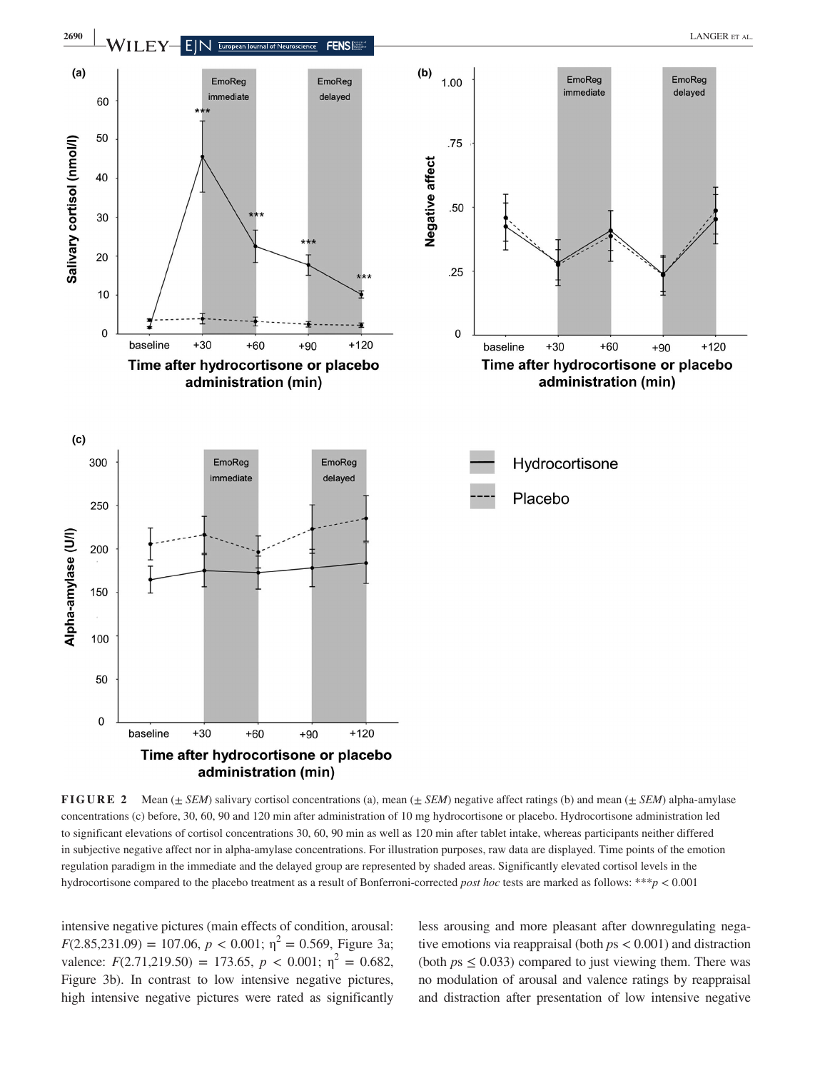**FIGURE 2** Mean (± *SEM*) salivary cortisol concentrations (a), mean (± *SEM*) negative affect ratings (b) and mean (± *SEM*) alpha-amylase concentrations (c) before, 30, 60, 90 and 120 min after administration of 10 mg hydrocortisone or placebo. Hydrocortisone administration led to significant elevations of cortisol concentrations 30, 60, 90 min as well as 120 min after tablet intake, whereas participants neither differed in subjective negative affect nor in alpha-amylase concentrations. For illustration purposes, raw data are displayed. Time points of the emotion regulation paradigm in the immediate and the delayed group are represented by shaded areas. Significantly elevated cortisol levels in the hydrocortisone compared to the placebo treatment as a result of Bonferroni-corrected *post hoc* tests are marked as follows: ***$p < 0.001$

intensive negative pictures (main effects of condition, arousal: $F(2.85,231.09) = 107.06$, $p < 0.001$; $\eta^2 = 0.569$, Figure 3a; valence: $F(2.71,219.50) = 173.65$, $p < 0.001$; $\eta^2 = 0.682$, Figure 3b). In contrast to low intensive negative pictures, high intensive negative pictures were rated as significantly less arousing and more pleasant after downregulating negative emotions via reappraisal (both $ps < 0.001$) and distraction (both $ps \leq 0.033$) compared to just viewing them. There was no modulation of arousal and valence ratings by reappraisal and distraction after presentation of low intensive negative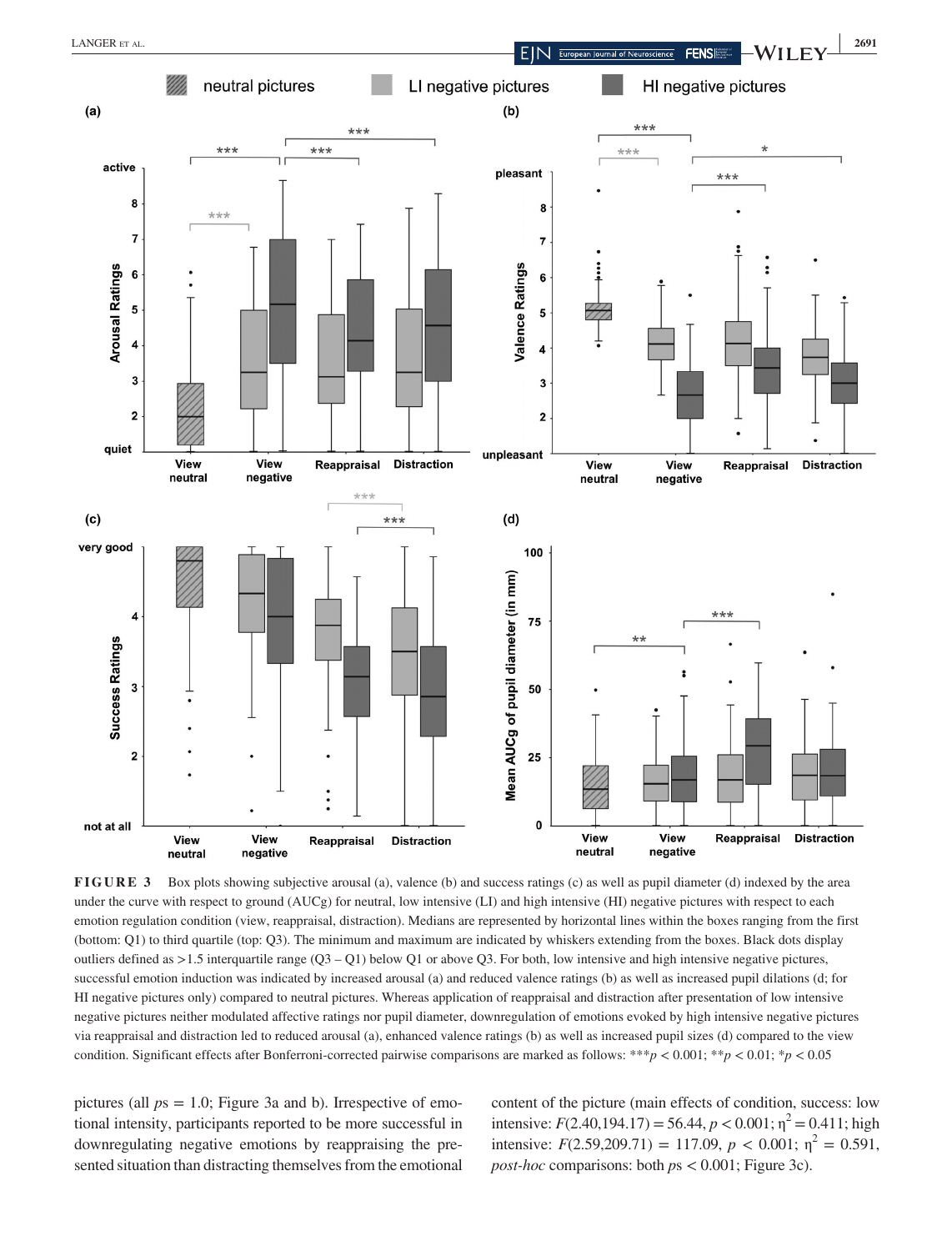**FIGURE 3** Box plots showing subjective arousal (a), valence (b) and success ratings (c) as well as pupil diameter (d) indexed by the area under the curve with respect to ground (AUCg) for neutral, low intensive (LI) and high intensive (HI) negative pictures with respect to each emotion regulation condition (view, reappraisal, distraction). Medians are represented by horizontal lines within the boxes ranging from the first (bottom: Q1) to third quartile (top: Q3). The minimum and maximum are indicated by whiskers extending from the boxes. Black dots display outliers defined as >1.5 interquartile range (Q3 – Q1) below Q1 or above Q3. For both, low intensive and high intensive negative pictures, successful emotion induction was indicated by increased arousal (a) and reduced valence ratings (b) as well as increased pupil dilations (d; for HI negative pictures only) compared to neutral pictures. Whereas application of reappraisal and distraction after presentation of low intensive negative pictures neither modulated affective ratings nor pupil diameter, downregulation of emotions evoked by high intensive negative pictures via reappraisal and distraction led to reduced arousal (a), enhanced valence ratings (b) as well as increased pupil sizes (d) compared to the view condition. Significant effects after Bonferroni-corrected pairwise comparisons are marked as follows: \*\*\*$p < 0.001$; \*\*$p < 0.01$; \*$p < 0.05$

pictures (all $ps = 1.0$; Figure 3a and b). Irrespective of emotional intensity, participants reported to be more successful in downregulating negative emotions by reappraising the presented situation than distracting themselves from the emotional content of the picture (main effects of condition, success: low intensive: $F(2.40,194.17) = 56.44$, $p < 0.001$; $\eta^2 = 0.411$; high intensive: $F(2.59,209.71) = 117.09$, $p < 0.001$; $\eta^2 = 0.591$, *post-hoc* comparisons: both $ps < 0.001$; Figure 3c).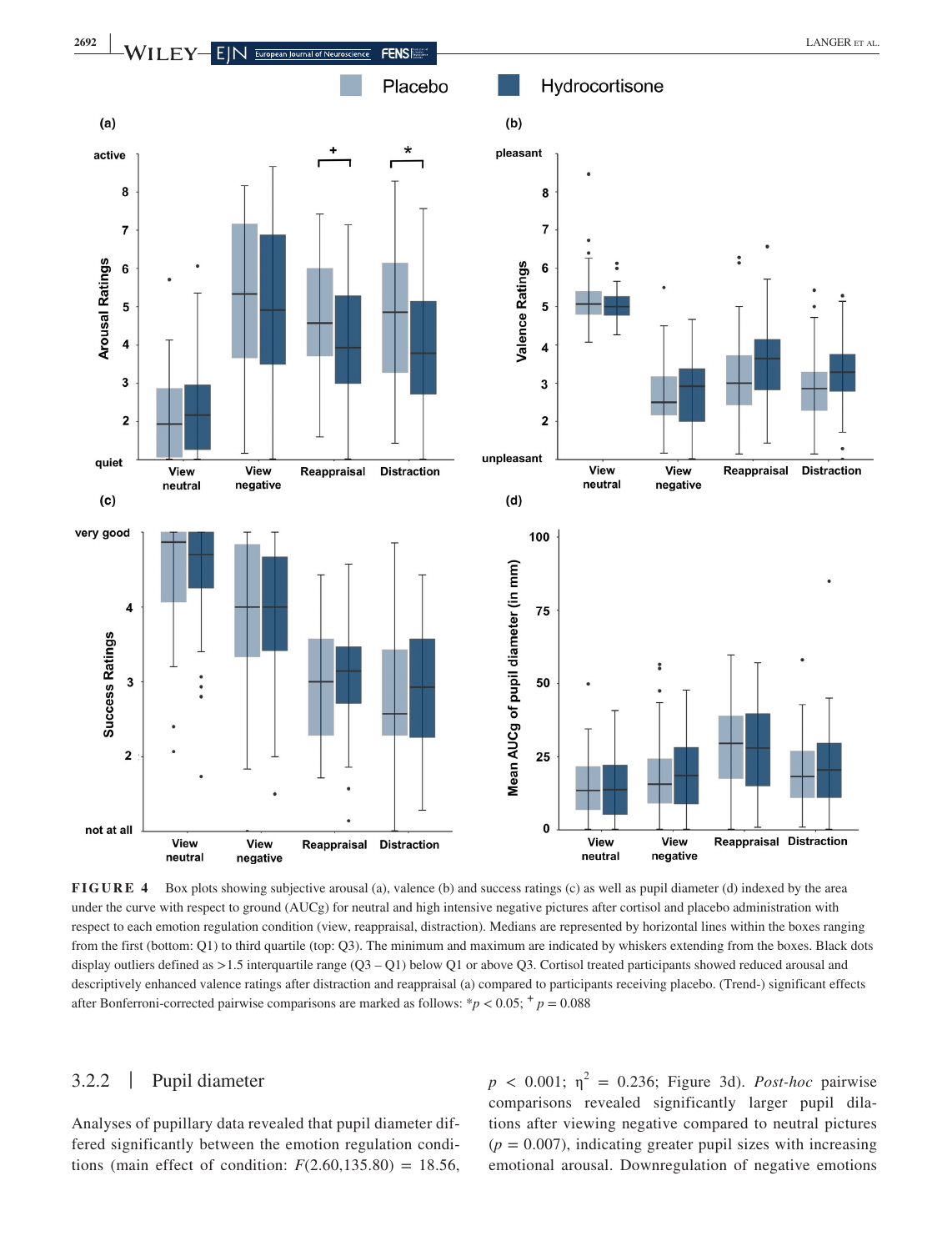**FIGURE 4** Box plots showing subjective arousal (a), valence (b) and success ratings (c) as well as pupil diameter (d) indexed by the area under the curve with respect to ground (AUCg) for neutral and high intensive negative pictures after cortisol and placebo administration with respect to each emotion regulation condition (view, reappraisal, distraction). Medians are represented by horizontal lines within the boxes ranging from the first (bottom: Q1) to third quartile (top: Q3). The minimum and maximum are indicated by whiskers extending from the boxes. Black dots display outliers defined as >1.5 interquartile range (Q3 – Q1) below Q1 or above Q3. Cortisol treated participants showed reduced arousal and descriptively enhanced valence ratings after distraction and reappraisal (a) compared to participants receiving placebo. (Trend-) significant effects after Bonferroni-corrected pairwise comparisons are marked as follows: *$p < 0.05$; $^{+}$ $p = 0.088$

### 3.2.2 | Pupil diameter

Analyses of pupillary data revealed that pupil diameter differed significantly between the emotion regulation conditions (main effect of condition: $F(2.60,135.80) = 18.56$, $p < 0.001$; $\eta^2 = 0.236$; Figure 3d). *Post-hoc* pairwise comparisons revealed significantly larger pupil dilations after viewing negative compared to neutral pictures ($p = 0.007$), indicating greater pupil sizes with increasing emotional arousal. Downregulation of negative emotions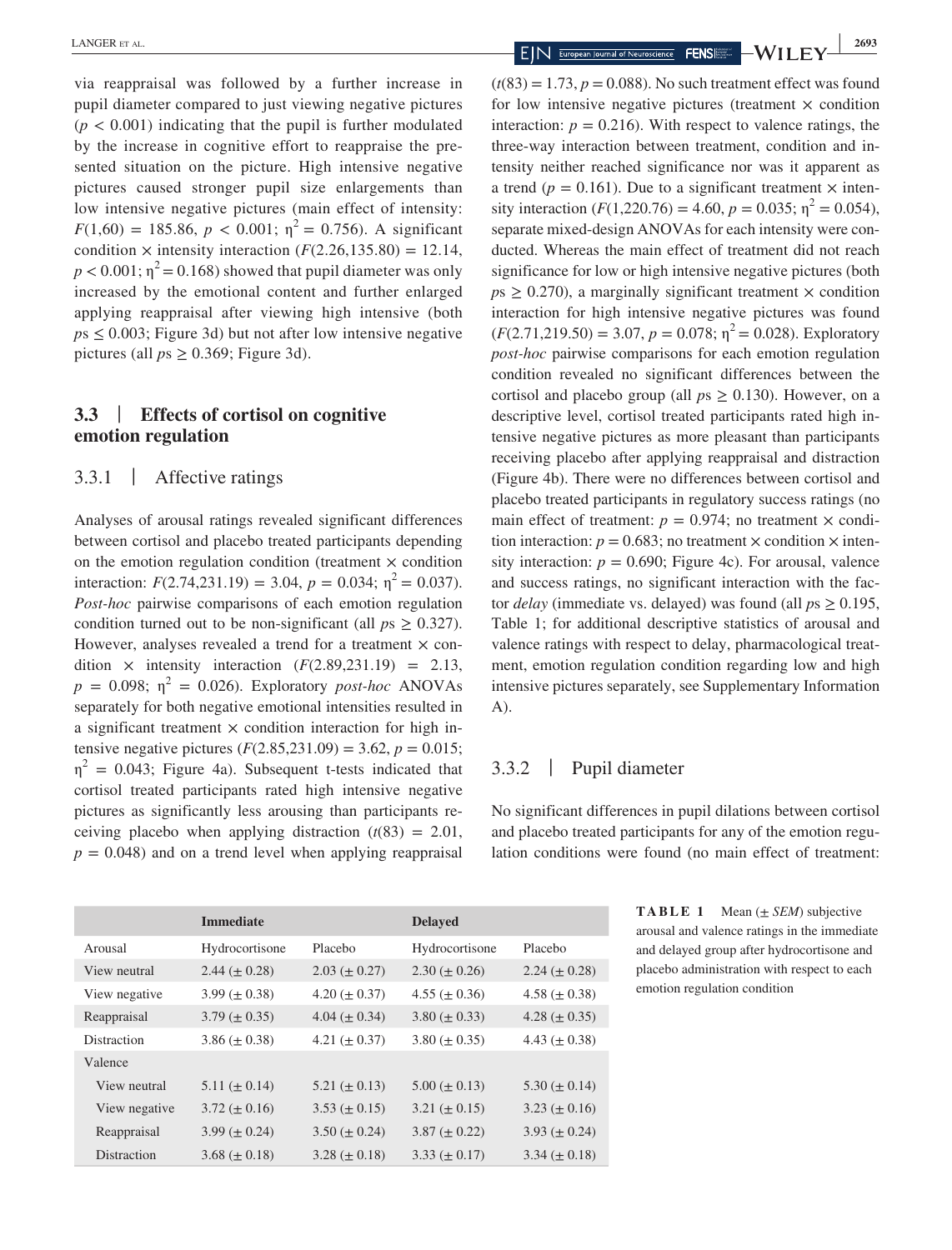via reappraisal was followed by a further increase in pupil diameter compared to just viewing negative pictures ($p < 0.001$) indicating that the pupil is further modulated by the increase in cognitive effort to reappraise the presented situation on the picture. High intensive negative pictures caused stronger pupil size enlargements than low intensive negative pictures (main effect of intensity: $F(1,60) = 185.86$, $p < 0.001$; $\eta^2 = 0.756$). A significant condition × intensity interaction ($F(2.26,135.80) = 12.14$, $p < 0.001$; $\eta^2 = 0.168$) showed that pupil diameter was only increased by the emotional content and further enlarged applying reappraisal after viewing high intensive (both $ps \leq 0.003$; Figure 3d) but not after low intensive negative pictures (all $ps \geq 0.369$; Figure 3d).

## 3.3 | Effects of cortisol on cognitive emotion regulation

### 3.3.1 | Affective ratings

Analyses of arousal ratings revealed significant differences between cortisol and placebo treated participants depending on the emotion regulation condition (treatment × condition interaction: $F(2.74,231.19) = 3.04$, $p = 0.034$; $\eta^2 = 0.037$). *Post-hoc* pairwise comparisons of each emotion regulation condition turned out to be non-significant (all $ps \geq 0.327$). However, analyses revealed a trend for a treatment × condition × intensity interaction ($F(2.89,231.19) = 2.13$, $p = 0.098$; $\eta^2 = 0.026$). Exploratory *post-hoc* ANOVAs separately for both negative emotional intensities resulted in a significant treatment × condition interaction for high intensive negative pictures ($F(2.85,231.09) = 3.62$, $p = 0.015$; $\eta^2 = 0.043$; Figure 4a). Subsequent t-tests indicated that cortisol treated participants rated high intensive negative pictures as significantly less arousing than participants receiving placebo when applying distraction ($t(83) = 2.01$, $p = 0.048$) and on a trend level when applying reappraisal ($t(83) = 1.73$, $p = 0.088$). No such treatment effect was found for low intensive negative pictures (treatment × condition interaction: $p = 0.216$). With respect to valence ratings, the three-way interaction between treatment, condition and intensity neither reached significance nor was it apparent as a trend ($p = 0.161$). Due to a significant treatment × intensity interaction ($F(1,220.76) = 4.60$, $p = 0.035$; $\eta^2 = 0.054$), separate mixed-design ANOVAs for each intensity were conducted. Whereas the main effect of treatment did not reach significance for low or high intensive negative pictures (both $ps \geq 0.270$), a marginally significant treatment × condition interaction for high intensive negative pictures was found ($F(2.71,219.50) = 3.07$, $p = 0.078$; $\eta^2 = 0.028$). Exploratory *post-hoc* pairwise comparisons for each emotion regulation condition revealed no significant differences between the cortisol and placebo group (all $ps \geq 0.130$). However, on a descriptive level, cortisol treated participants rated high intensive negative pictures as more pleasant than participants receiving placebo after applying reappraisal and distraction (Figure 4b). There were no differences between cortisol and placebo treated participants in regulatory success ratings (no main effect of treatment: $p = 0.974$; no treatment × condition interaction: $p = 0.683$; no treatment × condition × intensity interaction: $p = 0.690$; Figure 4c). For arousal, valence and success ratings, no significant interaction with the factor *delay* (immediate vs. delayed) was found (all $ps \geq 0.195$, Table 1; for additional descriptive statistics of arousal and valence ratings with respect to delay, pharmacological treatment, emotion regulation condition regarding low and high intensive pictures separately, see Supplementary Information A).

### 3.3.2 | Pupil diameter

No significant differences in pupil dilations between cortisol and placebo treated participants for any of the emotion regulation conditions were found (no main effect of treatment:

**TABLE 1** Mean (± *SEM*) subjective arousal and valence ratings in the immediate and delayed group after hydrocortisone and placebo administration with respect to each emotion regulation condition

| | Immediate | | Delayed | |
|---|---|---|---|---|
| Arousal | Hydrocortisone | Placebo | Hydrocortisone | Placebo |
| View neutral | 2.44 (± 0.28) | 2.03 (± 0.27) | 2.30 (± 0.26) | 2.24 (± 0.28) |
| View negative | 3.99 (± 0.38) | 4.20 (± 0.37) | 4.55 (± 0.36) | 4.58 (± 0.38) |
| Reappraisal | 3.79 (± 0.35) | 4.04 (± 0.34) | 3.80 (± 0.33) | 4.28 (± 0.35) |
| Distraction | 3.86 (± 0.38) | 4.21 (± 0.37) | 3.80 (± 0.35) | 4.43 (± 0.38) |
| Valence | | | | |
| View neutral | 5.11 (± 0.14) | 5.21 (± 0.13) | 5.00 (± 0.13) | 5.30 (± 0.14) |
| View negative | 3.72 (± 0.16) | 3.53 (± 0.15) | 3.21 (± 0.15) | 3.23 (± 0.16) |
| Reappraisal | 3.99 (± 0.24) | 3.50 (± 0.24) | 3.87 (± 0.22) | 3.93 (± 0.24) |
| Distraction | 3.68 (± 0.18) | 3.28 (± 0.18) | 3.33 (± 0.17) | 3.34 (± 0.18) |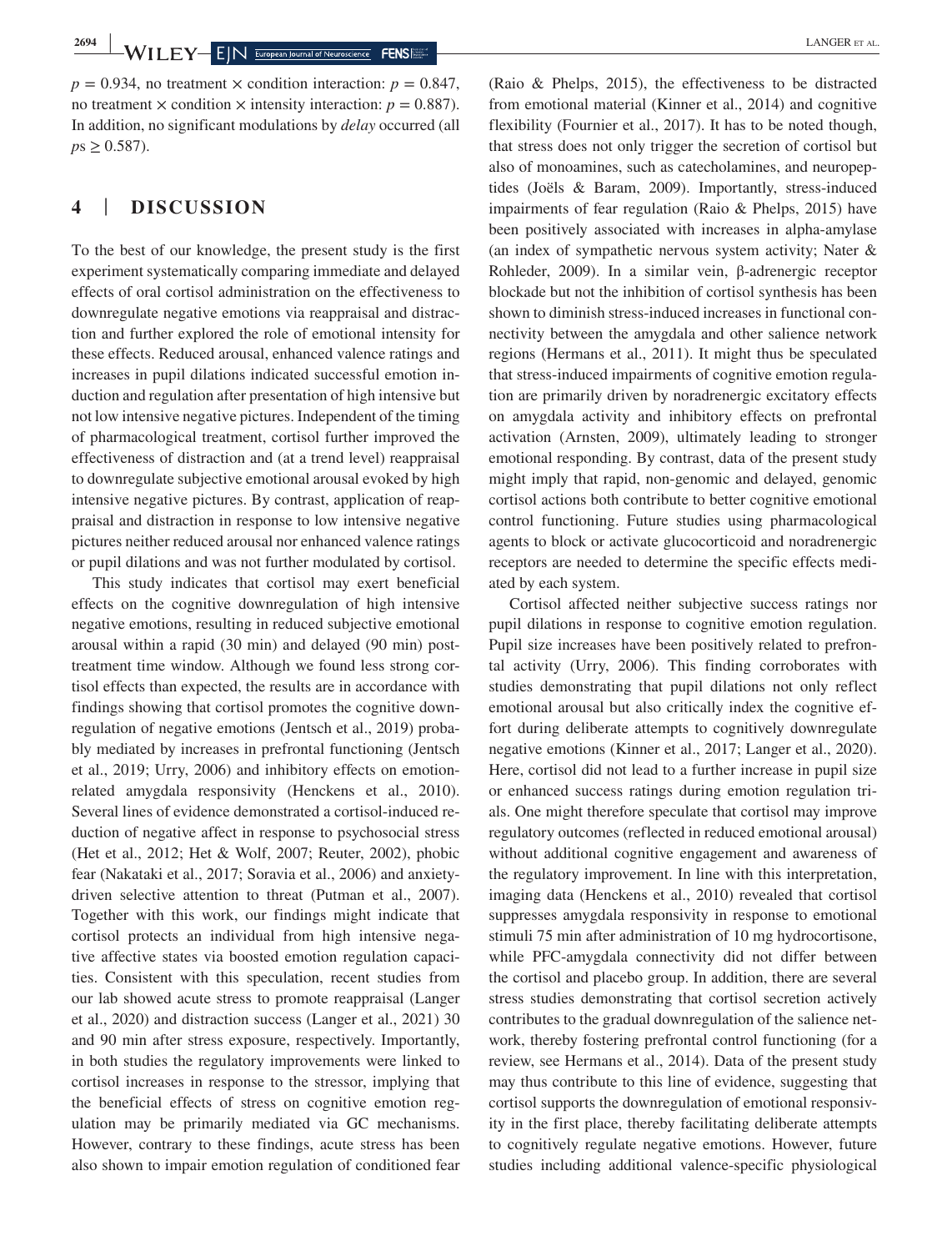$p = 0.934$, no treatment × condition interaction: $p = 0.847$, no treatment × condition × intensity interaction: $p = 0.887$). In addition, no significant modulations by *delay* occurred (all $ps \geq 0.587$).

## 4 | DISCUSSION

To the best of our knowledge, the present study is the first experiment systematically comparing immediate and delayed effects of oral cortisol administration on the effectiveness to downregulate negative emotions via reappraisal and distraction and further explored the role of emotional intensity for these effects. Reduced arousal, enhanced valence ratings and increases in pupil dilations indicated successful emotion induction and regulation after presentation of high intensive but not low intensive negative pictures. Independent of the timing of pharmacological treatment, cortisol further improved the effectiveness of distraction and (at a trend level) reappraisal to downregulate subjective emotional arousal evoked by high intensive negative pictures. By contrast, application of reappraisal and distraction in response to low intensive negative pictures neither reduced arousal nor enhanced valence ratings or pupil dilations and was not further modulated by cortisol.

This study indicates that cortisol may exert beneficial effects on the cognitive downregulation of high intensive negative emotions, resulting in reduced subjective emotional arousal within a rapid (30 min) and delayed (90 min) post-treatment time window. Although we found less strong cortisol effects than expected, the results are in accordance with findings showing that cortisol promotes the cognitive downregulation of negative emotions (Jentsch et al., 2019) probably mediated by increases in prefrontal functioning (Jentsch et al., 2019; Urry, 2006) and inhibitory effects on emotion-related amygdala responsivity (Henckens et al., 2010). Several lines of evidence demonstrated a cortisol-induced reduction of negative affect in response to psychosocial stress (Het et al., 2012; Het & Wolf, 2007; Reuter, 2002), phobic fear (Nakataki et al., 2017; Soravia et al., 2006) and anxiety-driven selective attention to threat (Putman et al., 2007). Together with this work, our findings might indicate that cortisol protects an individual from high intensive negative affective states via boosted emotion regulation capacities. Consistent with this speculation, recent studies from our lab showed acute stress to promote reappraisal (Langer et al., 2020) and distraction success (Langer et al., 2021) 30 and 90 min after stress exposure, respectively. Importantly, in both studies the regulatory improvements were linked to cortisol increases in response to the stressor, implying that the beneficial effects of stress on cognitive emotion regulation may be primarily mediated via GC mechanisms. However, contrary to these findings, acute stress has been also shown to impair emotion regulation of conditioned fear (Raio & Phelps, 2015), the effectiveness to be distracted from emotional material (Kinner et al., 2014) and cognitive flexibility (Fournier et al., 2017). It has to be noted though, that stress does not only trigger the secretion of cortisol but also of monoamines, such as catecholamines, and neuropeptides (Joëls & Baram, 2009). Importantly, stress-induced impairments of fear regulation (Raio & Phelps, 2015) have been positively associated with increases in alpha-amylase (an index of sympathetic nervous system activity; Nater & Rohleder, 2009). In a similar vein, β-adrenergic receptor blockade but not the inhibition of cortisol synthesis has been shown to diminish stress-induced increases in functional connectivity between the amygdala and other salience network regions (Hermans et al., 2011). It might thus be speculated that stress-induced impairments of cognitive emotion regulation are primarily driven by noradrenergic excitatory effects on amygdala activity and inhibitory effects on prefrontal activation (Arnsten, 2009), ultimately leading to stronger emotional responding. By contrast, data of the present study might imply that rapid, non-genomic and delayed, genomic cortisol actions both contribute to better cognitive emotional control functioning. Future studies using pharmacological agents to block or activate glucocorticoid and noradrenergic receptors are needed to determine the specific effects mediated by each system.

Cortisol affected neither subjective success ratings nor pupil dilations in response to cognitive emotion regulation. Pupil size increases have been positively related to prefrontal activity (Urry, 2006). This finding corroborates with studies demonstrating that pupil dilations not only reflect emotional arousal but also critically index the cognitive effort during deliberate attempts to cognitively downregulate negative emotions (Kinner et al., 2017; Langer et al., 2020). Here, cortisol did not lead to a further increase in pupil size or enhanced success ratings during emotion regulation trials. One might therefore speculate that cortisol may improve regulatory outcomes (reflected in reduced emotional arousal) without additional cognitive engagement and awareness of the regulatory improvement. In line with this interpretation, imaging data (Henckens et al., 2010) revealed that cortisol suppresses amygdala responsivity in response to emotional stimuli 75 min after administration of 10 mg hydrocortisone, while PFC-amygdala connectivity did not differ between the cortisol and placebo group. In addition, there are several stress studies demonstrating that cortisol secretion actively contributes to the gradual downregulation of the salience network, thereby fostering prefrontal control functioning (for a review, see Hermans et al., 2014). Data of the present study may thus contribute to this line of evidence, suggesting that cortisol supports the downregulation of emotional responsivity in the first place, thereby facilitating deliberate attempts to cognitively regulate negative emotions. However, future studies including additional valence-specific physiological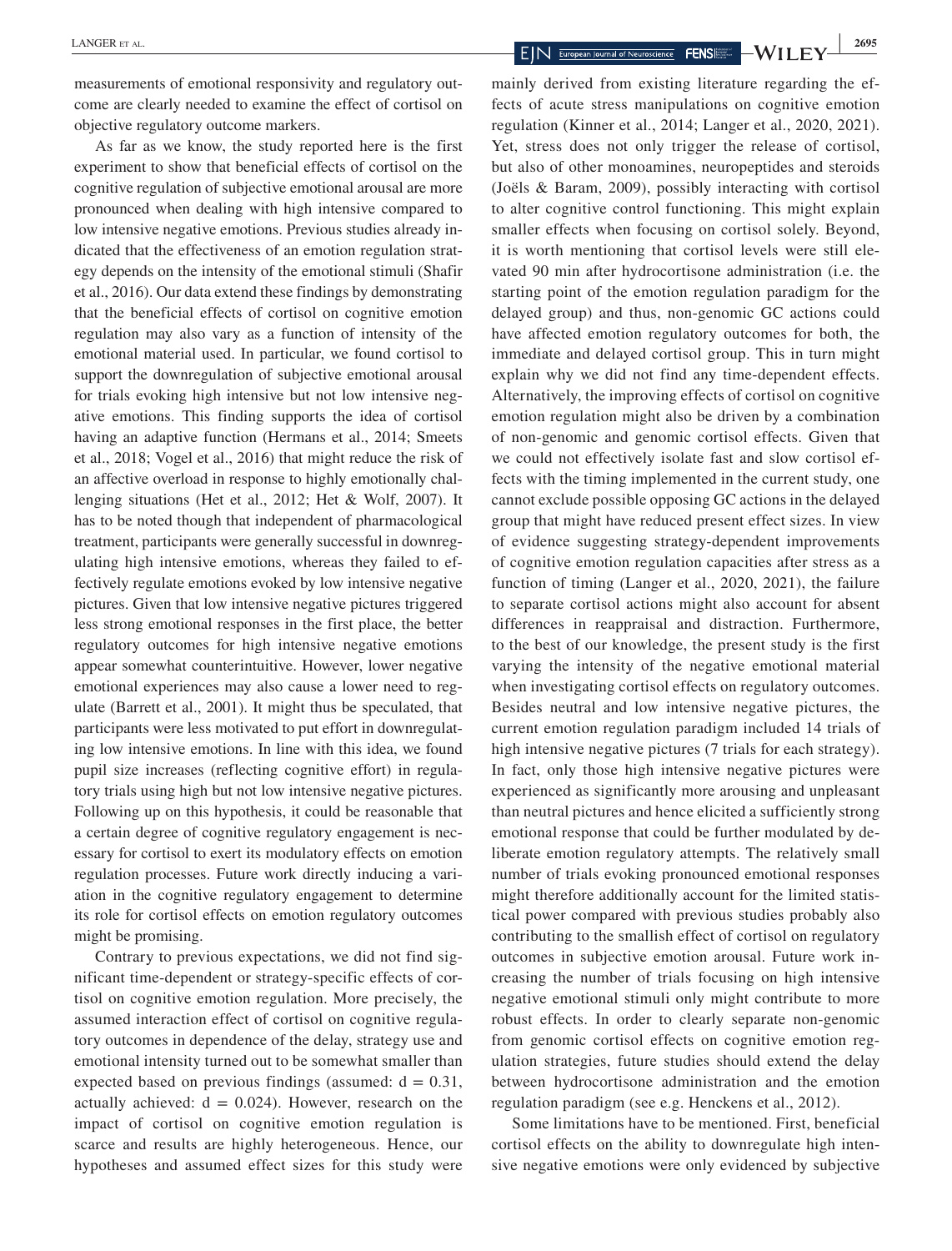measurements of emotional responsivity and regulatory outcome are clearly needed to examine the effect of cortisol on objective regulatory outcome markers.

As far as we know, the study reported here is the first experiment to show that beneficial effects of cortisol on the cognitive regulation of subjective emotional arousal are more pronounced when dealing with high intensive compared to low intensive negative emotions. Previous studies already indicated that the effectiveness of an emotion regulation strategy depends on the intensity of the emotional stimuli (Shafir et al., 2016). Our data extend these findings by demonstrating that the beneficial effects of cortisol on cognitive emotion regulation may also vary as a function of intensity of the emotional material used. In particular, we found cortisol to support the downregulation of subjective emotional arousal for trials evoking high intensive but not low intensive negative emotions. This finding supports the idea of cortisol having an adaptive function (Hermans et al., 2014; Smeets et al., 2018; Vogel et al., 2016) that might reduce the risk of an affective overload in response to highly emotionally challenging situations (Het et al., 2012; Het & Wolf, 2007). It has to be noted though that independent of pharmacological treatment, participants were generally successful in downregulating high intensive emotions, whereas they failed to effectively regulate emotions evoked by low intensive negative pictures. Given that low intensive negative pictures triggered less strong emotional responses in the first place, the better regulatory outcomes for high intensive negative emotions appear somewhat counterintuitive. However, lower negative emotional experiences may also cause a lower need to regulate (Barrett et al., 2001). It might thus be speculated, that participants were less motivated to put effort in downregulating low intensive emotions. In line with this idea, we found pupil size increases (reflecting cognitive effort) in regulatory trials using high but not low intensive negative pictures. Following up on this hypothesis, it could be reasonable that a certain degree of cognitive regulatory engagement is necessary for cortisol to exert its modulatory effects on emotion regulation processes. Future work directly inducing a variation in the cognitive regulatory engagement to determine its role for cortisol effects on emotion regulatory outcomes might be promising.

Contrary to previous expectations, we did not find significant time-dependent or strategy-specific effects of cortisol on cognitive emotion regulation. More precisely, the assumed interaction effect of cortisol on cognitive regulatory outcomes in dependence of the delay, strategy use and emotional intensity turned out to be somewhat smaller than expected based on previous findings (assumed: $d = 0.31$, actually achieved: $d = 0.024$). However, research on the impact of cortisol on cognitive emotion regulation is scarce and results are highly heterogeneous. Hence, our hypotheses and assumed effect sizes for this study were mainly derived from existing literature regarding the effects of acute stress manipulations on cognitive emotion regulation (Kinner et al., 2014; Langer et al., 2020, 2021). Yet, stress does not only trigger the release of cortisol, but also of other monoamines, neuropeptides and steroids (Joëls & Baram, 2009), possibly interacting with cortisol to alter cognitive control functioning. This might explain smaller effects when focusing on cortisol solely. Beyond, it is worth mentioning that cortisol levels were still elevated 90 min after hydrocortisone administration (i.e. the starting point of the emotion regulation paradigm for the delayed group) and thus, non-genomic GC actions could have affected emotion regulatory outcomes for both, the immediate and delayed cortisol group. This in turn might explain why we did not find any time-dependent effects. Alternatively, the improving effects of cortisol on cognitive emotion regulation might also be driven by a combination of non-genomic and genomic cortisol effects. Given that we could not effectively isolate fast and slow cortisol effects with the timing implemented in the current study, one cannot exclude possible opposing GC actions in the delayed group that might have reduced present effect sizes. In view of evidence suggesting strategy-dependent improvements of cognitive emotion regulation capacities after stress as a function of timing (Langer et al., 2020, 2021), the failure to separate cortisol actions might also account for absent differences in reappraisal and distraction. Furthermore, to the best of our knowledge, the present study is the first varying the intensity of the negative emotional material when investigating cortisol effects on regulatory outcomes. Besides neutral and low intensive negative pictures, the current emotion regulation paradigm included 14 trials of high intensive negative pictures (7 trials for each strategy). In fact, only those high intensive negative pictures were experienced as significantly more arousing and unpleasant than neutral pictures and hence elicited a sufficiently strong emotional response that could be further modulated by deliberate emotion regulatory attempts. The relatively small number of trials evoking pronounced emotional responses might therefore additionally account for the limited statistical power compared with previous studies probably also contributing to the smallish effect of cortisol on regulatory outcomes in subjective emotion arousal. Future work increasing the number of trials focusing on high intensive negative emotional stimuli only might contribute to more robust effects. In order to clearly separate non-genomic from genomic cortisol effects on cognitive emotion regulation strategies, future studies should extend the delay between hydrocortisone administration and the emotion regulation paradigm (see e.g. Henckens et al., 2012).

Some limitations have to be mentioned. First, beneficial cortisol effects on the ability to downregulate high intensive negative emotions were only evidenced by subjective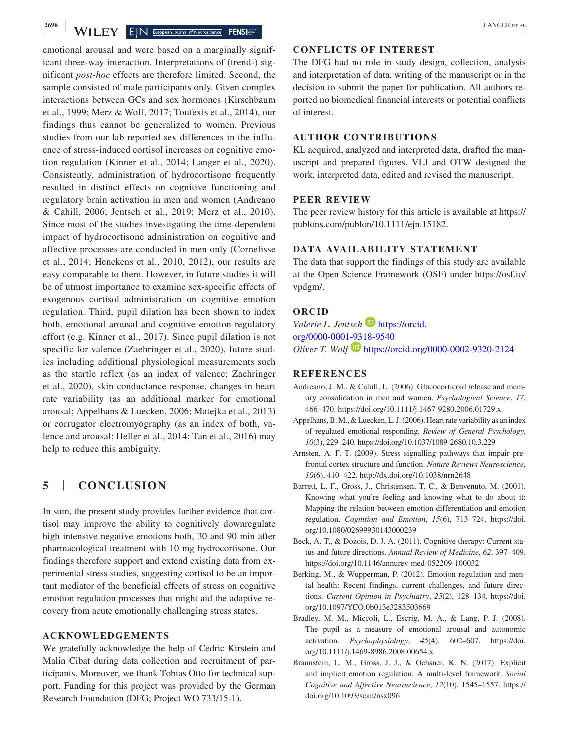emotional arousal and were based on a marginally significant three-way interaction. Interpretations of (trend-) significant *post-hoc* effects are therefore limited. Second, the sample consisted of male participants only. Given complex interactions between GCs and sex hormones (Kirschbaum et al., 1999; Merz & Wolf, 2017; Toufexis et al., 2014), our findings thus cannot be generalized to women. Previous studies from our lab reported sex differences in the influence of stress-induced cortisol increases on cognitive emotion regulation (Kinner et al., 2014; Langer et al., 2020). Consistently, administration of hydrocortisone frequently resulted in distinct effects on cognitive functioning and regulatory brain activation in men and women (Andreano & Cahill, 2006; Jentsch et al., 2019; Merz et al., 2010). Since most of the studies investigating the time-dependent impact of hydrocortisone administration on cognitive and affective processes are conducted in men only (Cornelisse et al., 2014; Henckens et al., 2010, 2012), our results are easy comparable to them. However, in future studies it will be of utmost importance to examine sex-specific effects of exogenous cortisol administration on cognitive emotion regulation. Third, pupil dilation has been shown to index both, emotional arousal and cognitive emotion regulatory effort (e.g. Kinner et al., 2017). Since pupil dilation is not specific for valence (Zaehringer et al., 2020), future studies including additional physiological measurements such as the startle reflex (as an index of valence; Zaehringer et al., 2020), skin conductance response, changes in heart rate variability (as an additional marker for emotional arousal; Appelhans & Luecken, 2006; Matejka et al., 2013) or corrugator electromyography (as an index of both, valence and arousal; Heller et al., 2014; Tan et al., 2016) may help to reduce this ambiguity.

## 5 | CONCLUSION

In sum, the present study provides further evidence that cortisol may improve the ability to cognitively downregulate high intensive negative emotions both, 30 and 90 min after pharmacological treatment with 10 mg hydrocortisone. Our findings therefore support and extend existing data from experimental stress studies, suggesting cortisol to be an important mediator of the beneficial effects of stress on cognitive emotion regulation processes that might aid the adaptive recovery from acute emotionally challenging stress states.

### ACKNOWLEDGEMENTS

We gratefully acknowledge the help of Cedric Kirstein and Malin Cibat during data collection and recruitment of participants. Moreover, we thank Tobias Otto for technical support. Funding for this project was provided by the German Research Foundation (DFG; Project WO 733/15-1).

### CONFLICTS OF INTEREST

The DFG had no role in study design, collection, analysis and interpretation of data, writing of the manuscript or in the decision to submit the paper for publication. All authors reported no biomedical financial interests or potential conflicts of interest.

### AUTHOR CONTRIBUTIONS

KL acquired, analyzed and interpreted data, drafted the manuscript and prepared figures. VLJ and OTW designed the work, interpreted data, edited and revised the manuscript.

### PEER REVIEW

The peer review history for this article is available at https://publons.com/publon/10.1111/ejn.15182.

### DATA AVAILABILITY STATEMENT

The data that support the findings of this study are available at the Open Science Framework (OSF) under https://osf.io/vpdgm/.

### ORCID

*Valerie L. Jentsch* https://orcid.org/0000-0001-9318-9540
*Oliver T. Wolf* https://orcid.org/0000-0002-9320-2124

### REFERENCES

Andreano, J. M., & Cahill, L. (2006). Glucocorticoid release and memory consolidation in men and women. *Psychological Science*, *17*, 466–470. https://doi.org/10.1111/j.1467-9280.2006.01729.x

Appelhans, B. M., & Luecken, L. J. (2006). Heart rate variability as an index of regulated emotional responding. *Review of General Psychology*, *10*(3), 229–240. https://doi.org/10.1037/1089-2680.10.3.229

Arnsten, A. F. T. (2009). Stress signalling pathways that impair prefrontal cortex structure and function. *Nature Reviews Neuroscience*, *10*(6), 410–422. http://dx.doi.org/10.1038/nrn2648

Barrett, L. F., Gross, J., Christensen, T. C., & Benvenuto, M. (2001). Knowing what you're feeling and knowing what to do about it: Mapping the relation between emotion differentiation and emotion regulation. *Cognition and Emotion*, *15*(6), 713–724. https://doi.org/10.1080/02699930143000239

Beck, A. T., & Dozois, D. J. A. (2011). Cognitive therapy: Current status and future directions. *Annual Review of Medicine*, *62*, 397–409. https://doi.org/10.1146/annurev-med-052209-100032

Berking, M., & Wupperman, P. (2012). Emotion regulation and mental health: Recent findings, current challenges, and future directions. *Current Opinion in Psychiatry*, *25*(2), 128–134. https://doi.org/10.1097/YCO.0b013e3283503669

Bradley, M. M., Miccoli, L., Escrig, M. A., & Lang, P. J. (2008). The pupil as a measure of emotional arousal and autonomic activation. *Psychophysiology*, *45*(4), 602–607. https://doi.org/10.1111/j.1469-8986.2008.00654.x

Braunstein, L. M., Gross, J. J., & Ochsner, K. N. (2017). Explicit and implicit emotion regulation: A multi-level framework. *Social Cognitive and Affective Neuroscience*, *12*(10), 1545–1557. https://doi.org/10.1093/scan/nsx096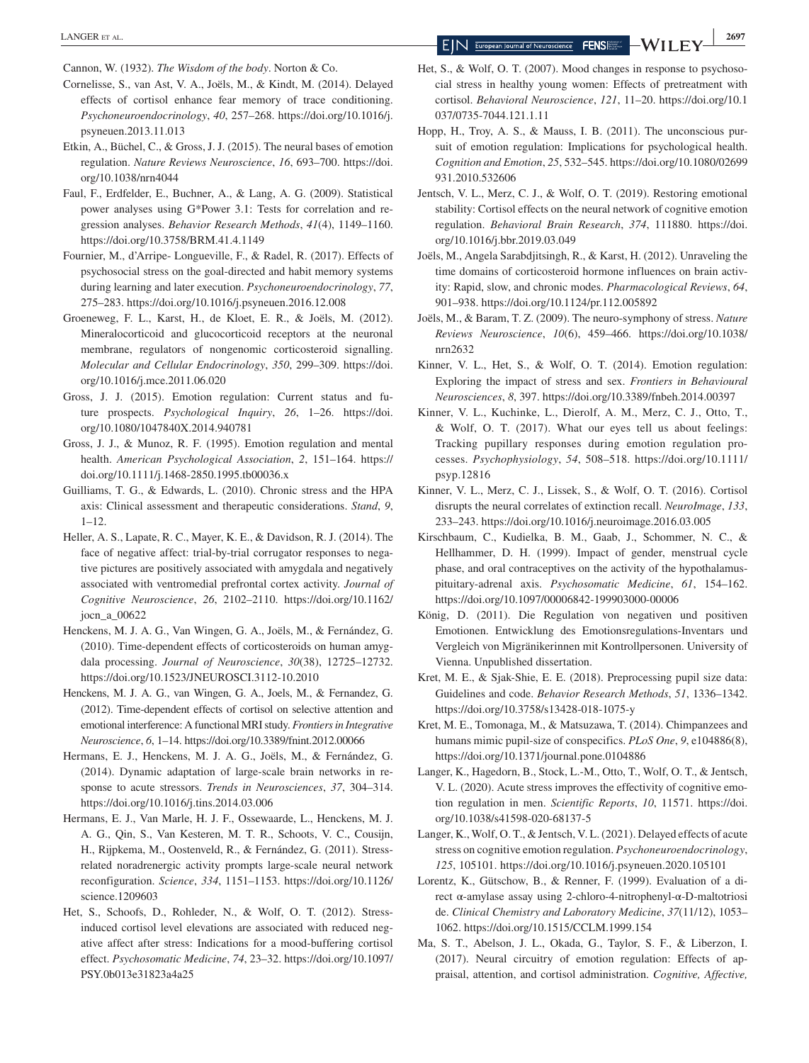Cannon, W. (1932). *The Wisdom of the body*. Norton & Co.

Cornelisse, S., van Ast, V. A., Joëls, M., & Kindt, M. (2014). Delayed effects of cortisol enhance fear memory of trace conditioning. *Psychoneuroendocrinology*, *40*, 257–268. https://doi.org/10.1016/j.psyneuen.2013.11.013

Etkin, A., Büchel, C., & Gross, J. J. (2015). The neural bases of emotion regulation. *Nature Reviews Neuroscience*, *16*, 693–700. https://doi.org/10.1038/nrn4044

Faul, F., Erdfelder, E., Buchner, A., & Lang, A. G. (2009). Statistical power analyses using G*Power 3.1: Tests for correlation and regression analyses. *Behavior Research Methods*, *41*(4), 1149–1160. https://doi.org/10.3758/BRM.41.4.1149

Fournier, M., d'Arripe- Longueville, F., & Radel, R. (2017). Effects of psychosocial stress on the goal-directed and habit memory systems during learning and later execution. *Psychoneuroendocrinology*, *77*, 275–283. https://doi.org/10.1016/j.psyneuen.2016.12.008

Groeneweg, F. L., Karst, H., de Kloet, E. R., & Joëls, M. (2012). Mineralocorticoid and glucocorticoid receptors at the neuronal membrane, regulators of nongenomic corticosteroid signalling. *Molecular and Cellular Endocrinology*, *350*, 299–309. https://doi.org/10.1016/j.mce.2011.06.020

Gross, J. J. (2015). Emotion regulation: Current status and future prospects. *Psychological Inquiry*, *26*, 1–26. https://doi.org/10.1080/1047840X.2014.940781

Gross, J. J., & Munoz, R. F. (1995). Emotion regulation and mental health. *American Psychological Association*, *2*, 151–164. https://doi.org/10.1111/j.1468-2850.1995.tb00036.x

Guilliams, T. G., & Edwards, L. (2010). Chronic stress and the HPA axis: Clinical assessment and therapeutic considerations. *Stand*, *9*, 1–12.

Heller, A. S., Lapate, R. C., Mayer, K. E., & Davidson, R. J. (2014). The face of negative affect: trial-by-trial corrugator responses to negative pictures are positively associated with amygdala and negatively associated with ventromedial prefrontal cortex activity. *Journal of Cognitive Neuroscience*, *26*, 2102–2110. https://doi.org/10.1162/jocn_a_00622

Henckens, M. J. A. G., Van Wingen, G. A., Joëls, M., & Fernández, G. (2010). Time-dependent effects of corticosteroids on human amygdala processing. *Journal of Neuroscience*, *30*(38), 12725–12732. https://doi.org/10.1523/JNEUROSCI.3112-10.2010

Henckens, M. J. A. G., van Wingen, G. A., Joels, M., & Fernandez, G. (2012). Time-dependent effects of cortisol on selective attention and emotional interference: A functional MRI study. *Frontiers in Integrative Neuroscience*, *6*, 1–14. https://doi.org/10.3389/fnint.2012.00066

Hermans, E. J., Henckens, M. J. A. G., Joëls, M., & Fernández, G. (2014). Dynamic adaptation of large-scale brain networks in response to acute stressors. *Trends in Neurosciences*, *37*, 304–314. https://doi.org/10.1016/j.tins.2014.03.006

Hermans, E. J., Van Marle, H. J. F., Ossewaarde, L., Henckens, M. J. A. G., Qin, S., Van Kesteren, M. T. R., Schoots, V. C., Cousijn, H., Rijpkema, M., Oostenveld, R., & Fernández, G. (2011). Stress-related noradrenergic activity prompts large-scale neural network reconfiguration. *Science*, *334*, 1151–1153. https://doi.org/10.1126/science.1209603

Het, S., Schoofs, D., Rohleder, N., & Wolf, O. T. (2012). Stress-induced cortisol level elevations are associated with reduced negative affect after stress: Indications for a mood-buffering cortisol effect. *Psychosomatic Medicine*, *74*, 23–32. https://doi.org/10.1097/PSY.0b013e31823a4a25

Het, S., & Wolf, O. T. (2007). Mood changes in response to psychosocial stress in healthy young women: Effects of pretreatment with cortisol. *Behavioral Neuroscience*, *121*, 11–20. https://doi.org/10.1037/0735-7044.121.1.11

Hopp, H., Troy, A. S., & Mauss, I. B. (2011). The unconscious pursuit of emotion regulation: Implications for psychological health. *Cognition and Emotion*, *25*, 532–545. https://doi.org/10.1080/02699931.2010.532606

Jentsch, V. L., Merz, C. J., & Wolf, O. T. (2019). Restoring emotional stability: Cortisol effects on the neural network of cognitive emotion regulation. *Behavioral Brain Research*, *374*, 111880. https://doi.org/10.1016/j.bbr.2019.03.049

Joëls, M., Angela Sarabdjitsingh, R., & Karst, H. (2012). Unraveling the time domains of corticosteroid hormone influences on brain activity: Rapid, slow, and chronic modes. *Pharmacological Reviews*, *64*, 901–938. https://doi.org/10.1124/pr.112.005892

Joëls, M., & Baram, T. Z. (2009). The neuro-symphony of stress. *Nature Reviews Neuroscience*, *10*(6), 459–466. https://doi.org/10.1038/nrn2632

Kinner, V. L., Het, S., & Wolf, O. T. (2014). Emotion regulation: Exploring the impact of stress and sex. *Frontiers in Behavioural Neurosciences*, *8*, 397. https://doi.org/10.3389/fnbeh.2014.00397

Kinner, V. L., Kuchinke, L., Dierolf, A. M., Merz, C. J., Otto, T., & Wolf, O. T. (2017). What our eyes tell us about feelings: Tracking pupillary responses during emotion regulation processes. *Psychophysiology*, *54*, 508–518. https://doi.org/10.1111/psyp.12816

Kinner, V. L., Merz, C. J., Lissek, S., & Wolf, O. T. (2016). Cortisol disrupts the neural correlates of extinction recall. *NeuroImage*, *133*, 233–243. https://doi.org/10.1016/j.neuroimage.2016.03.005

Kirschbaum, C., Kudielka, B. M., Gaab, J., Schommer, N. C., & Hellhammer, D. H. (1999). Impact of gender, menstrual cycle phase, and oral contraceptives on the activity of the hypothalamus-pituitary-adrenal axis. *Psychosomatic Medicine*, *61*, 154–162. https://doi.org/10.1097/00006842-199903000-00006

König, D. (2011). Die Regulation von negativen und positiven Emotionen. Entwicklung des Emotionsregulations-Inventars und Vergleich von Migränikerinnen mit Kontrollpersonen. University of Vienna. Unpublished dissertation.

Kret, M. E., & Sjak-Shie, E. E. (2018). Preprocessing pupil size data: Guidelines and code. *Behavior Research Methods*, *51*, 1336–1342. https://doi.org/10.3758/s13428-018-1075-y

Kret, M. E., Tomonaga, M., & Matsuzawa, T. (2014). Chimpanzees and humans mimic pupil-size of conspecifics. *PLoS One*, *9*, e104886(8), https://doi.org/10.1371/journal.pone.0104886

Langer, K., Hagedorn, B., Stock, L.-M., Otto, T., Wolf, O. T., & Jentsch, V. L. (2020). Acute stress improves the effectivity of cognitive emotion regulation in men. *Scientific Reports*, *10*, 11571. https://doi.org/10.1038/s41598-020-68137-5

Langer, K., Wolf, O. T., & Jentsch, V. L. (2021). Delayed effects of acute stress on cognitive emotion regulation. *Psychoneuroendocrinology*, *125*, 105101. https://doi.org/10.1016/j.psyneuen.2020.105101

Lorentz, K., Gütschow, B., & Renner, F. (1999). Evaluation of a direct α-amylase assay using 2-chloro-4-nitrophenyl-α-D-maltotriosi de. *Clinical Chemistry and Laboratory Medicine*, *37*(11/12), 1053–1062. https://doi.org/10.1515/CCLM.1999.154

Ma, S. T., Abelson, J. L., Okada, G., Taylor, S. F., & Liberzon, I. (2017). Neural circuitry of emotion regulation: Effects of appraisal, attention, and cortisol administration. *Cognitive, Affective,*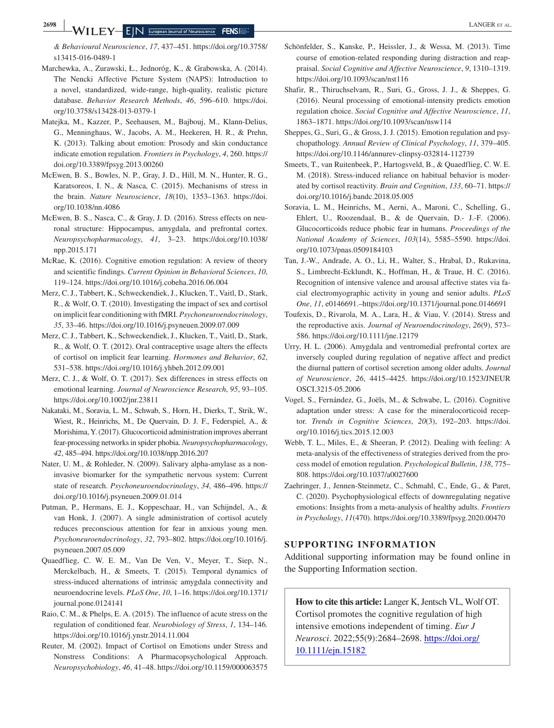& Behavioural Neuroscience, 17, 437–451. https://doi.org/10.3758/s13415-016-0489-1

Marchewka, A., Zurawski, Ł., Jednoróg, K., & Grabowska, A. (2014). The Nencki Affective Picture System (NAPS): Introduction to a novel, standardized, wide-range, high-quality, realistic picture database. *Behavior Research Methods*, *46*, 596–610. https://doi.org/10.3758/s13428-013-0379-1

Matejka, M., Kazzer, P., Seehausen, M., Bajbouj, M., Klann-Delius, G., Menninghaus, W., Jacobs, A. M., Heekeren, H. R., & Prehn, K. (2013). Talking about emotion: Prosody and skin conductance indicate emotion regulation. *Frontiers in Psychology*, *4*, 260. https://doi.org/10.3389/fpsyg.2013.00260

McEwen, B. S., Bowles, N. P., Gray, J. D., Hill, M. N., Hunter, R. G., Karatsoreos, I. N., & Nasca, C. (2015). Mechanisms of stress in the brain. *Nature Neuroscience*, *18*(10), 1353–1363. https://doi.org/10.1038/nn.4086

McEwen, B. S., Nasca, C., & Gray, J. D. (2016). Stress effects on neuronal structure: Hippocampus, amygdala, and prefrontal cortex. *Neuropsychopharmacology*, *41*, 3–23. https://doi.org/10.1038/npp.2015.171

McRae, K. (2016). Cognitive emotion regulation: A review of theory and scientific findings. *Current Opinion in Behavioral Sciences*, *10*, 119–124. https://doi.org/10.1016/j.cobeha.2016.06.004

Merz, C. J., Tabbert, K., Schweckendiek, J., Klucken, T., Vaitl, D., Stark, R., & Wolf, O. T. (2010). Investigating the impact of sex and cortisol on implicit fear conditioning with fMRI. *Psychoneuroendocrinology*, *35*, 33–46. https://doi.org/10.1016/j.psyneuen.2009.07.009

Merz, C. J., Tabbert, K., Schweckendiek, J., Klucken, T., Vaitl, D., Stark, R., & Wolf, O. T. (2012). Oral contraceptive usage alters the effects of cortisol on implicit fear learning. *Hormones and Behavior*, *62*, 531–538. https://doi.org/10.1016/j.yhbeh.2012.09.001

Merz, C. J., & Wolf, O. T. (2017). Sex differences in stress effects on emotional learning. *Journal of Neuroscience Research*, *95*, 93–105. https://doi.org/10.1002/jnr.23811

Nakataki, M., Soravia, L. M., Schwab, S., Horn, H., Dierks, T., Strik, W., Wiest, R., Heinrichs, M., De Quervain, D. J. F., Federspiel, A., & Morishima, Y. (2017). Glucocorticoid administration improves aberrant fear-processing networks in spider phobia. *Neuropsychopharmacology*, *42*, 485–494. https://doi.org/10.1038/npp.2016.207

Nater, U. M., & Rohleder, N. (2009). Salivary alpha-amylase as a non-invasive biomarker for the sympathetic nervous system: Current state of research. *Psychoneuroendocrinology*, *34*, 486–496. https://doi.org/10.1016/j.psyneuen.2009.01.014

Putman, P., Hermans, E. J., Koppeschaar, H., van Schijndel, A., & van Honk, J. (2007). A single administration of cortisol acutely reduces preconscious attention for fear in anxious young men. *Psychoneuroendocrinology*, *32*, 793–802. https://doi.org/10.1016/j.psyneuen.2007.05.009

Quaedflieg, C. W. E. M., Van De Ven, V., Meyer, T., Siep, N., Merckelbach, H., & Smeets, T. (2015). Temporal dynamics of stress-induced alternations of intrinsic amygdala connectivity and neuroendocrine levels. *PLoS One*, *10*, 1–16. https://doi.org/10.1371/journal.pone.0124141

Raio, C. M., & Phelps, E. A. (2015). The influence of acute stress on the regulation of conditioned fear. *Neurobiology of Stress*, *1*, 134–146. https://doi.org/10.1016/j.ynstr.2014.11.004

Reuter, M. (2002). Impact of Cortisol on Emotions under Stress and Nonstress Conditions: A Pharmacopsychological Approach. *Neuropsychobiology*, *46*, 41–48. https://doi.org/10.1159/000063575

Schönfelder, S., Kanske, P., Heissler, J., & Wessa, M. (2013). Time course of emotion-related responding during distraction and reappraisal. *Social Cognitive and Affective Neuroscience*, *9*, 1310–1319. https://doi.org/10.1093/scan/nst116

Shafir, R., Thiruchselvam, R., Suri, G., Gross, J. J., & Sheppes, G. (2016). Neural processing of emotional-intensity predicts emotion regulation choice. *Social Cognitive and Affective Neuroscience*, *11*, 1863–1871. https://doi.org/10.1093/scan/nsw114

Sheppes, G., Suri, G., & Gross, J. J. (2015). Emotion regulation and psychopathology. *Annual Review of Clinical Psychology*, *11*, 379–405. https://doi.org/10.1146/annurev-clinpsy-032814-112739

Smeets, T., van Ruitenbeek, P., Hartogsveld, B., & Quaedflieg, C. W. E. M. (2018). Stress-induced reliance on habitual behavior is moderated by cortisol reactivity. *Brain and Cognition*, *133*, 60–71. https://doi.org/10.1016/j.bandc.2018.05.005

Soravia, L. M., Heinrichs, M., Aerni, A., Maroni, C., Schelling, G., Ehlert, U., Roozendaal, B., & de Quervain, D.- J.-F. (2006). Glucocorticoids reduce phobic fear in humans. *Proceedings of the National Academy of Sciences*, *103*(14), 5585–5590. https://doi.org/10.1073/pnas.0509184103

Tan, J.-W., Andrade, A. O., Li, H., Walter, S., Hrabal, D., Rukavina, S., Limbrecht-Ecklundt, K., Hoffman, H., & Traue, H. C. (2016). Recognition of intensive valence and arousal affective states via facial electromyographic activity in young and senior adults. *PLoS One*, *11*, e0146691.–https://doi.org/10.1371/journal.pone.0146691

Toufexis, D., Rivarola, M. A., Lara, H., & Viau, V. (2014). Stress and the reproductive axis. *Journal of Neuroendocrinology*, *26*(9), 573–586. https://doi.org/10.1111/jne.12179

Urry, H. L. (2006). Amygdala and ventromedial prefrontal cortex are inversely coupled during regulation of negative affect and predict the diurnal pattern of cortisol secretion among older adults. *Journal of Neuroscience*, *26*, 4415–4425. https://doi.org/10.1523/JNEUROSCI.3215-05.2006

Vogel, S., Fernández, G., Joëls, M., & Schwabe, L. (2016). Cognitive adaptation under stress: A case for the mineralocorticoid receptor. *Trends in Cognitive Sciences*, *20*(3), 192–203. https://doi.org/10.1016/j.tics.2015.12.003

Webb, T. L., Miles, E., & Sheeran, P. (2012). Dealing with feeling: A meta-analysis of the effectiveness of strategies derived from the process model of emotion regulation. *Psychological Bulletin*, *138*, 775–808. https://doi.org/10.1037/a0027600

Zaehringer, J., Jennen-Steinmetz, C., Schmahl, C., Ende, G., & Paret, C. (2020). Psychophysiological effects of downregulating negative emotions: Insights from a meta-analysis of healthy adults. *Frontiers in Psychology*, *11*(470). https://doi.org/10.3389/fpsyg.2020.00470

## SUPPORTING INFORMATION

Additional supporting information may be found online in the Supporting Information section.

**How to cite this article:** Langer K, Jentsch VL, Wolf OT. Cortisol promotes the cognitive regulation of high intensive emotions independent of timing. *Eur J Neurosci*. 2022;55(9):2684–2698. https://doi.org/10.1111/ejn.15182